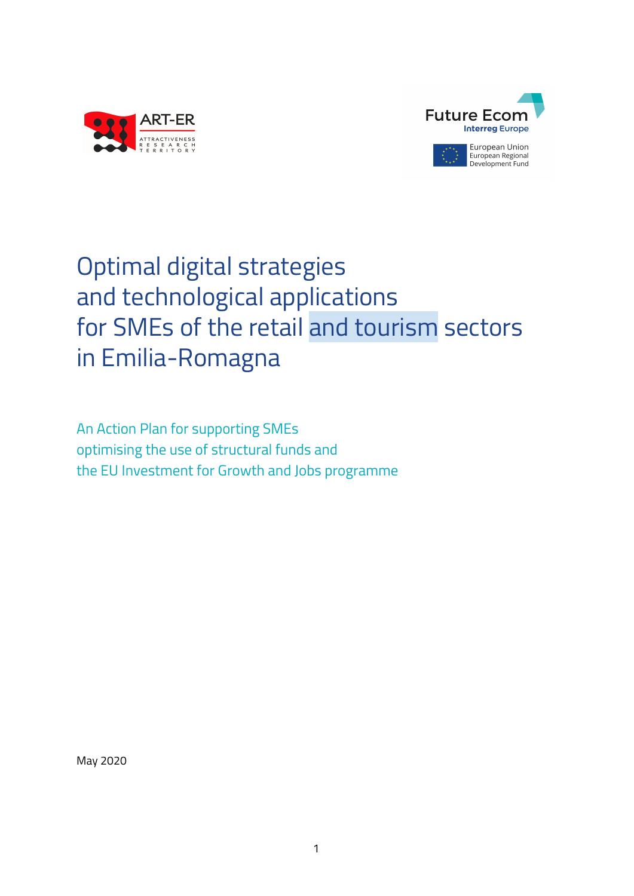ART-ER
ATTRACTIVENESS RESEARCH TERRITORY

Future Ecom
Interreg Europe

European Union
European Regional Development Fund

# Optimal digital strategies and technological applications for SMEs of the retail and tourism sectors in Emilia-Romagna

## An Action Plan for supporting SMEs optimising the use of structural funds and the EU Investment for Growth and Jobs programme

May 2020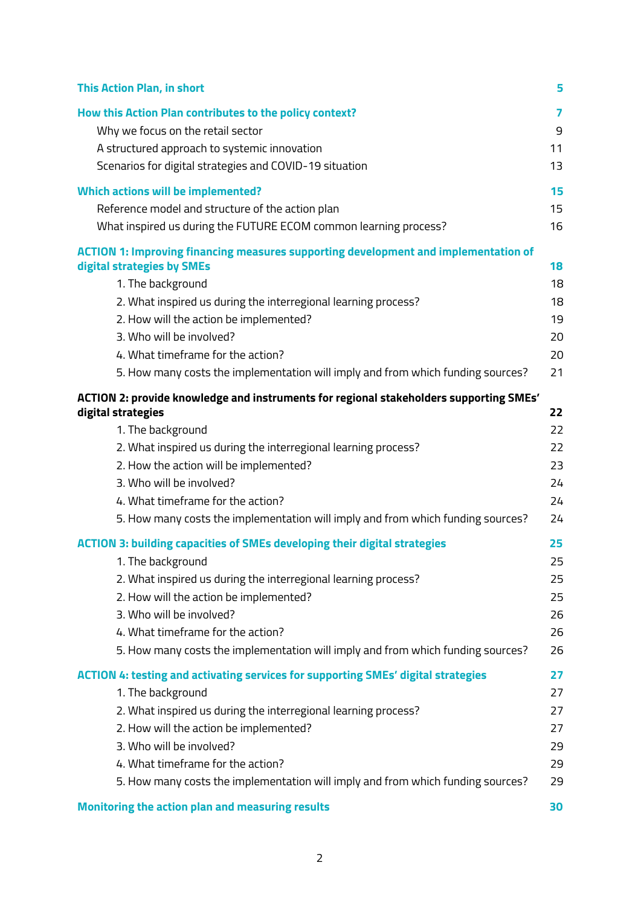| | |
|---|---|
| **This Action Plan, in short** | **5** |
| **How this Action Plan contributes to the policy context?** | **7** |
| Why we focus on the retail sector | 9 |
| A structured approach to systemic innovation | 11 |
| Scenarios for digital strategies and COVID-19 situation | 13 |
| **Which actions will be implemented?** | **15** |
| Reference model and structure of the action plan | 15 |
| What inspired us during the FUTURE ECOM common learning process? | 16 |
| **ACTION 1: Improving financing measures supporting development and implementation of digital strategies by SMEs** | **18** |
| 1. The background | 18 |
| 2. What inspired us during the interregional learning process? | 18 |
| 2. How will the action be implemented? | 19 |
| 3. Who will be involved? | 20 |
| 4. What timeframe for the action? | 20 |
| 5. How many costs the implementation will imply and from which funding sources? | 21 |
| **ACTION 2: provide knowledge and instruments for regional stakeholders supporting SMEs' digital strategies** | **22** |
| 1. The background | 22 |
| 2. What inspired us during the interregional learning process? | 22 |
| 2. How the action will be implemented? | 23 |
| 3. Who will be involved? | 24 |
| 4. What timeframe for the action? | 24 |
| 5. How many costs the implementation will imply and from which funding sources? | 24 |
| **ACTION 3: building capacities of SMEs developing their digital strategies** | **25** |
| 1. The background | 25 |
| 2. What inspired us during the interregional learning process? | 25 |
| 2. How will the action be implemented? | 25 |
| 3. Who will be involved? | 26 |
| 4. What timeframe for the action? | 26 |
| 5. How many costs the implementation will imply and from which funding sources? | 26 |
| **ACTION 4: testing and activating services for supporting SMEs' digital strategies** | **27** |
| 1. The background | 27 |
| 2. What inspired us during the interregional learning process? | 27 |
| 2. How will the action be implemented? | 27 |
| 3. Who will be involved? | 29 |
| 4. What timeframe for the action? | 29 |
| 5. How many costs the implementation will imply and from which funding sources? | 29 |
| **Monitoring the action plan and measuring results** | **30** |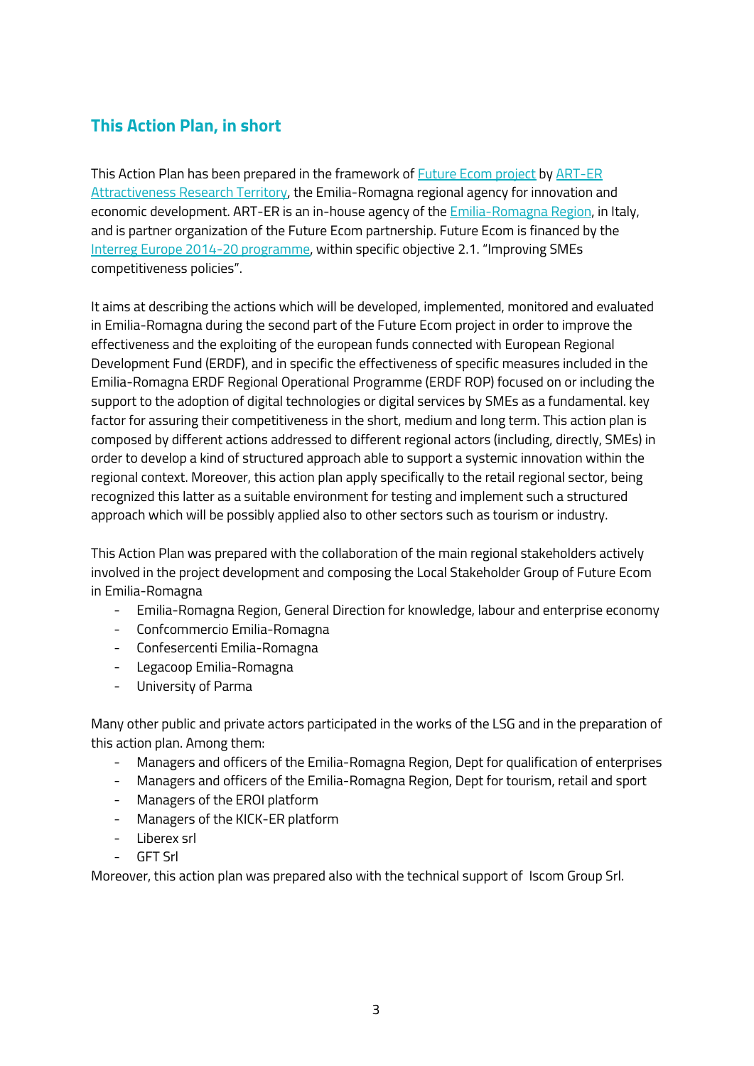## This Action Plan, in short

This Action Plan has been prepared in the framework of Future Ecom project by ART-ER Attractiveness Research Territory, the Emilia-Romagna regional agency for innovation and economic development. ART-ER is an in-house agency of the Emilia-Romagna Region, in Italy, and is partner organization of the Future Ecom partnership. Future Ecom is financed by the Interreg Europe 2014-20 programme, within specific objective 2.1. "Improving SMEs competitiveness policies".

It aims at describing the actions which will be developed, implemented, monitored and evaluated in Emilia-Romagna during the second part of the Future Ecom project in order to improve the effectiveness and the exploiting of the european funds connected with European Regional Development Fund (ERDF), and in specific the effectiveness of specific measures included in the Emilia-Romagna ERDF Regional Operational Programme (ERDF ROP) focused on or including the support to the adoption of digital technologies or digital services by SMEs as a fundamental. key factor for assuring their competitiveness in the short, medium and long term. This action plan is composed by different actions addressed to different regional actors (including, directly, SMEs) in order to develop a kind of structured approach able to support a systemic innovation within the regional context. Moreover, this action plan apply specifically to the retail regional sector, being recognized this latter as a suitable environment for testing and implement such a structured approach which will be possibly applied also to other sectors such as tourism or industry.

This Action Plan was prepared with the collaboration of the main regional stakeholders actively involved in the project development and composing the Local Stakeholder Group of Future Ecom in Emilia-Romagna

- Emilia-Romagna Region, General Direction for knowledge, labour and enterprise economy
- Confcommercio Emilia-Romagna
- Confesercenti Emilia-Romagna
- Legacoop Emilia-Romagna
- University of Parma

Many other public and private actors participated in the works of the LSG and in the preparation of this action plan. Among them:

- Managers and officers of the Emilia-Romagna Region, Dept for qualification of enterprises
- Managers and officers of the Emilia-Romagna Region, Dept for tourism, retail and sport
- Managers of the EROI platform
- Managers of the KICK-ER platform
- Liberex srl
- GFT Srl

Moreover, this action plan was prepared also with the technical support of Iscom Group Srl.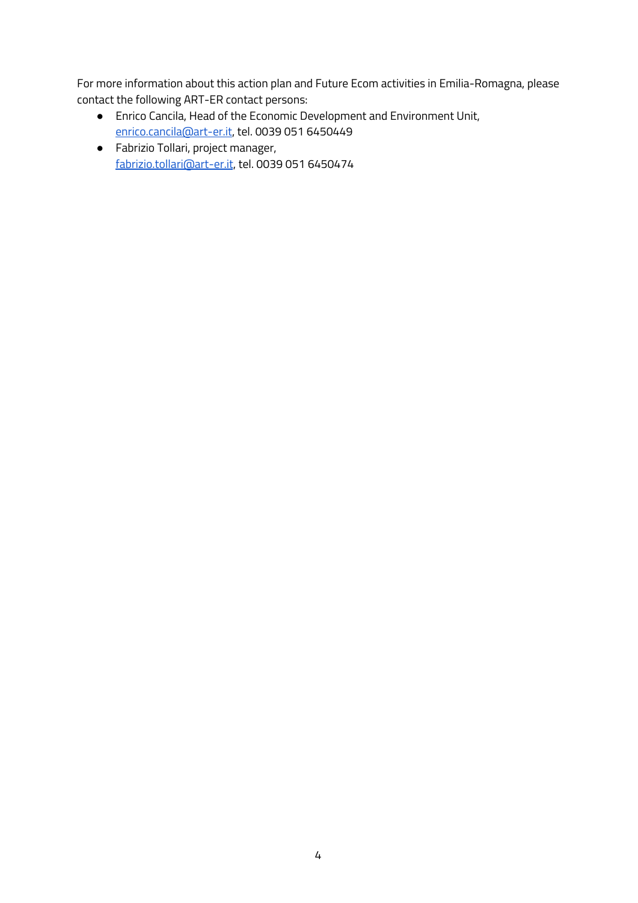For more information about this action plan and Future Ecom activities in Emilia-Romagna, please contact the following ART-ER contact persons:

- Enrico Cancila, Head of the Economic Development and Environment Unit, enrico.cancila@art-er.it, tel. 0039 051 6450449
- Fabrizio Tollari, project manager, fabrizio.tollari@art-er.it, tel. 0039 051 6450474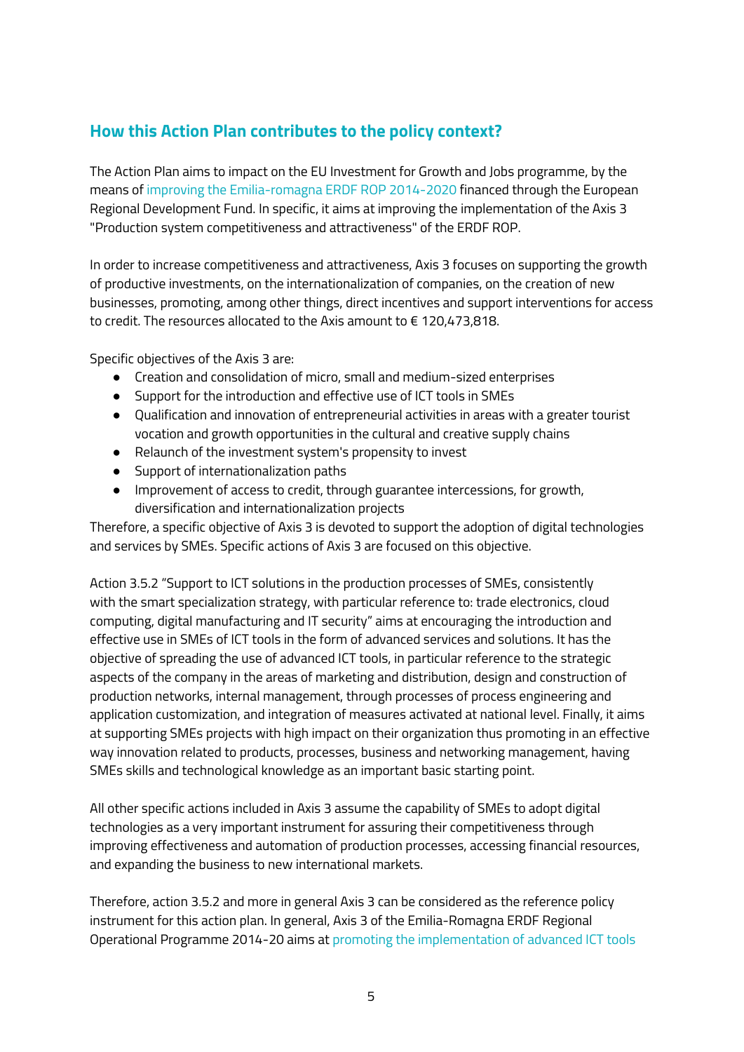## How this Action Plan contributes to the policy context?

The Action Plan aims to impact on the EU Investment for Growth and Jobs programme, by the means of improving the Emilia-romagna ERDF ROP 2014-2020 financed through the European Regional Development Fund. In specific, it aims at improving the implementation of the Axis 3 "Production system competitiveness and attractiveness" of the ERDF ROP.

In order to increase competitiveness and attractiveness, Axis 3 focuses on supporting the growth of productive investments, on the internationalization of companies, on the creation of new businesses, promoting, among other things, direct incentives and support interventions for access to credit. The resources allocated to the Axis amount to € 120,473,818.

Specific objectives of the Axis 3 are:

- Creation and consolidation of micro, small and medium-sized enterprises
- Support for the introduction and effective use of ICT tools in SMEs
- Qualification and innovation of entrepreneurial activities in areas with a greater tourist vocation and growth opportunities in the cultural and creative supply chains
- Relaunch of the investment system's propensity to invest
- Support of internationalization paths
- Improvement of access to credit, through guarantee intercessions, for growth, diversification and internationalization projects

Therefore, a specific objective of Axis 3 is devoted to support the adoption of digital technologies and services by SMEs. Specific actions of Axis 3 are focused on this objective.

Action 3.5.2 "Support to ICT solutions in the production processes of SMEs, consistently with the smart specialization strategy, with particular reference to: trade electronics, cloud computing, digital manufacturing and IT security" aims at encouraging the introduction and effective use in SMEs of ICT tools in the form of advanced services and solutions. It has the objective of spreading the use of advanced ICT tools, in particular reference to the strategic aspects of the company in the areas of marketing and distribution, design and construction of production networks, internal management, through processes of process engineering and application customization, and integration of measures activated at national level. Finally, it aims at supporting SMEs projects with high impact on their organization thus promoting in an effective way innovation related to products, processes, business and networking management, having SMEs skills and technological knowledge as an important basic starting point.

All other specific actions included in Axis 3 assume the capability of SMEs to adopt digital technologies as a very important instrument for assuring their competitiveness through improving effectiveness and automation of production processes, accessing financial resources, and expanding the business to new international markets.

Therefore, action 3.5.2 and more in general Axis 3 can be considered as the reference policy instrument for this action plan. In general, Axis 3 of the Emilia-Romagna ERDF Regional Operational Programme 2014-20 aims at promoting the implementation of advanced ICT tools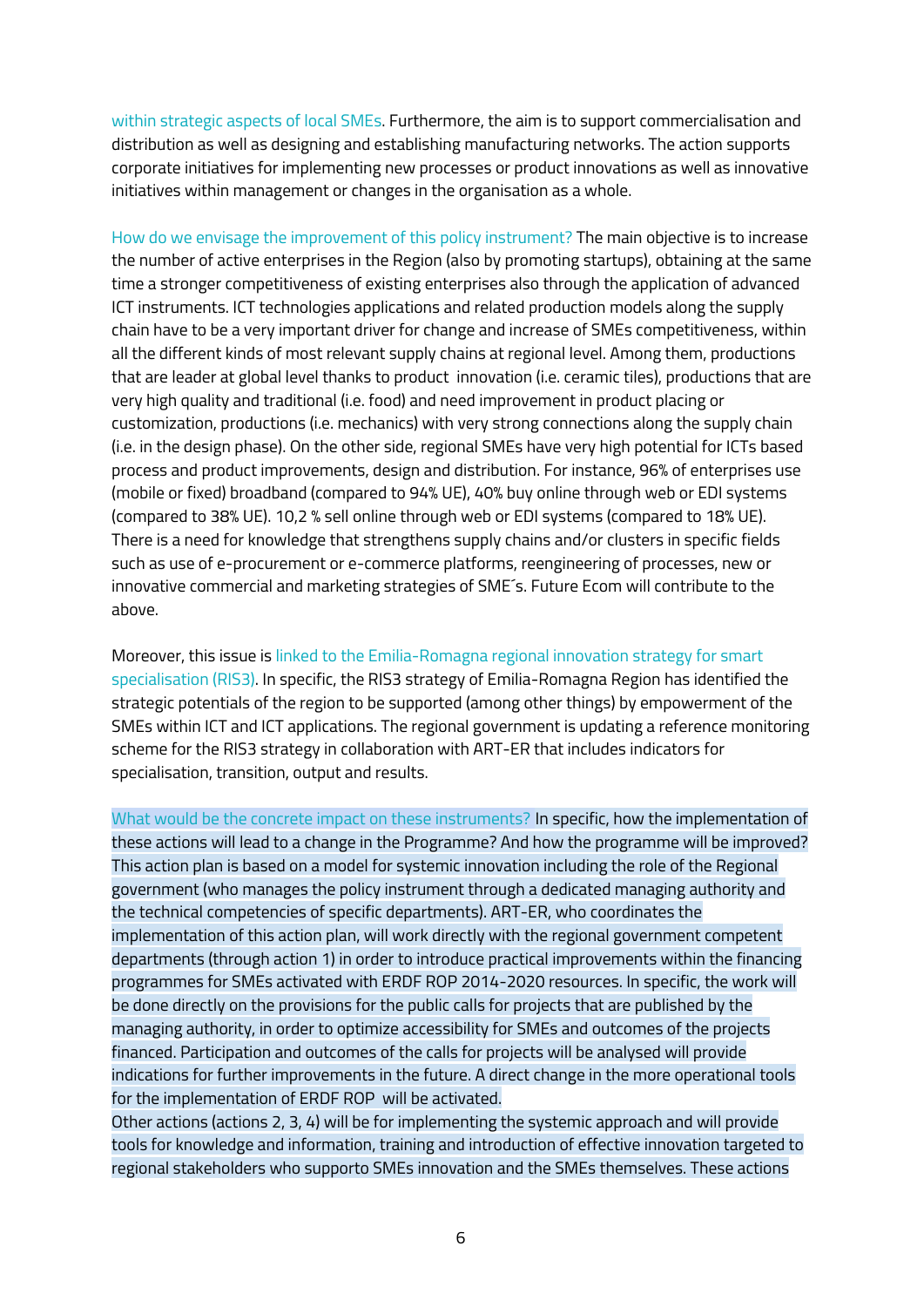within strategic aspects of local SMEs. Furthermore, the aim is to support commercialisation and distribution as well as designing and establishing manufacturing networks. The action supports corporate initiatives for implementing new processes or product innovations as well as innovative initiatives within management or changes in the organisation as a whole.

How do we envisage the improvement of this policy instrument? The main objective is to increase the number of active enterprises in the Region (also by promoting startups), obtaining at the same time a stronger competitiveness of existing enterprises also through the application of advanced ICT instruments. ICT technologies applications and related production models along the supply chain have to be a very important driver for change and increase of SMEs competitiveness, within all the different kinds of most relevant supply chains at regional level. Among them, productions that are leader at global level thanks to product innovation (i.e. ceramic tiles), productions that are very high quality and traditional (i.e. food) and need improvement in product placing or customization, productions (i.e. mechanics) with very strong connections along the supply chain (i.e. in the design phase). On the other side, regional SMEs have very high potential for ICTs based process and product improvements, design and distribution. For instance, 96% of enterprises use (mobile or fixed) broadband (compared to 94% UE), 40% buy online through web or EDI systems (compared to 38% UE). 10,2 % sell online through web or EDI systems (compared to 18% UE). There is a need for knowledge that strengthens supply chains and/or clusters in specific fields such as use of e-procurement or e-commerce platforms, reengineering of processes, new or innovative commercial and marketing strategies of SME´s. Future Ecom will contribute to the above.

Moreover, this issue is linked to the Emilia-Romagna regional innovation strategy for smart specialisation (RIS3). In specific, the RIS3 strategy of Emilia-Romagna Region has identified the strategic potentials of the region to be supported (among other things) by empowerment of the SMEs within ICT and ICT applications. The regional government is updating a reference monitoring scheme for the RIS3 strategy in collaboration with ART-ER that includes indicators for specialisation, transition, output and results.

What would be the concrete impact on these instruments? In specific, how the implementation of these actions will lead to a change in the Programme? And how the programme will be improved? This action plan is based on a model for systemic innovation including the role of the Regional government (who manages the policy instrument through a dedicated managing authority and the technical competencies of specific departments). ART-ER, who coordinates the implementation of this action plan, will work directly with the regional government competent departments (through action 1) in order to introduce practical improvements within the financing programmes for SMEs activated with ERDF ROP 2014-2020 resources. In specific, the work will be done directly on the provisions for the public calls for projects that are published by the managing authority, in order to optimize accessibility for SMEs and outcomes of the projects financed. Participation and outcomes of the calls for projects will be analysed will provide indications for further improvements in the future. A direct change in the more operational tools for the implementation of ERDF ROP will be activated.
Other actions (actions 2, 3, 4) will be for implementing the systemic approach and will provide tools for knowledge and information, training and introduction of effective innovation targeted to regional stakeholders who supporto SMEs innovation and the SMEs themselves. These actions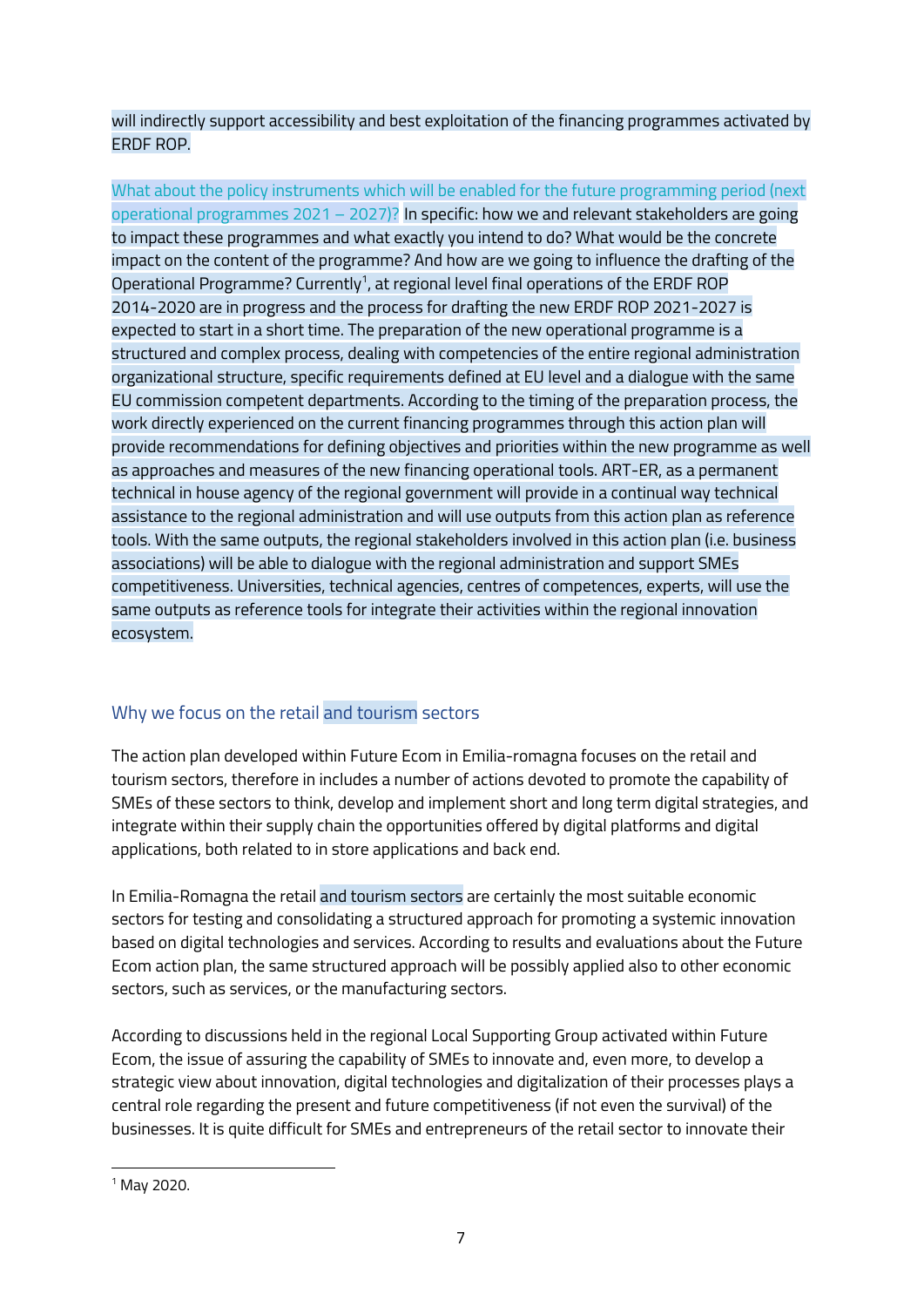will indirectly support accessibility and best exploitation of the financing programmes activated by ERDF ROP.

What about the policy instruments which will be enabled for the future programming period (next operational programmes 2021 – 2027)? In specific: how we and relevant stakeholders are going to impact these programmes and what exactly you intend to do? What would be the concrete impact on the content of the programme? And how are we going to influence the drafting of the Operational Programme? Currently[1], at regional level final operations of the ERDF ROP 2014-2020 are in progress and the process for drafting the new ERDF ROP 2021-2027 is expected to start in a short time. The preparation of the new operational programme is a structured and complex process, dealing with competencies of the entire regional administration organizational structure, specific requirements defined at EU level and a dialogue with the same EU commission competent departments. According to the timing of the preparation process, the work directly experienced on the current financing programmes through this action plan will provide recommendations for defining objectives and priorities within the new programme as well as approaches and measures of the new financing operational tools. ART-ER, as a permanent technical in house agency of the regional government will provide in a continual way technical assistance to the regional administration and will use outputs from this action plan as reference tools. With the same outputs, the regional stakeholders involved in this action plan (i.e. business associations) will be able to dialogue with the regional administration and support SMEs competitiveness. Universities, technical agencies, centres of competences, experts, will use the same outputs as reference tools for integrate their activities within the regional innovation ecosystem.

## Why we focus on the retail and tourism sectors

The action plan developed within Future Ecom in Emilia-romagna focuses on the retail and tourism sectors, therefore in includes a number of actions devoted to promote the capability of SMEs of these sectors to think, develop and implement short and long term digital strategies, and integrate within their supply chain the opportunities offered by digital platforms and digital applications, both related to in store applications and back end.

In Emilia-Romagna the retail and tourism sectors are certainly the most suitable economic sectors for testing and consolidating a structured approach for promoting a systemic innovation based on digital technologies and services. According to results and evaluations about the Future Ecom action plan, the same structured approach will be possibly applied also to other economic sectors, such as services, or the manufacturing sectors.

According to discussions held in the regional Local Supporting Group activated within Future Ecom, the issue of assuring the capability of SMEs to innovate and, even more, to develop a strategic view about innovation, digital technologies and digitalization of their processes plays a central role regarding the present and future competitiveness (if not even the survival) of the businesses. It is quite difficult for SMEs and entrepreneurs of the retail sector to innovate their

[1] May 2020.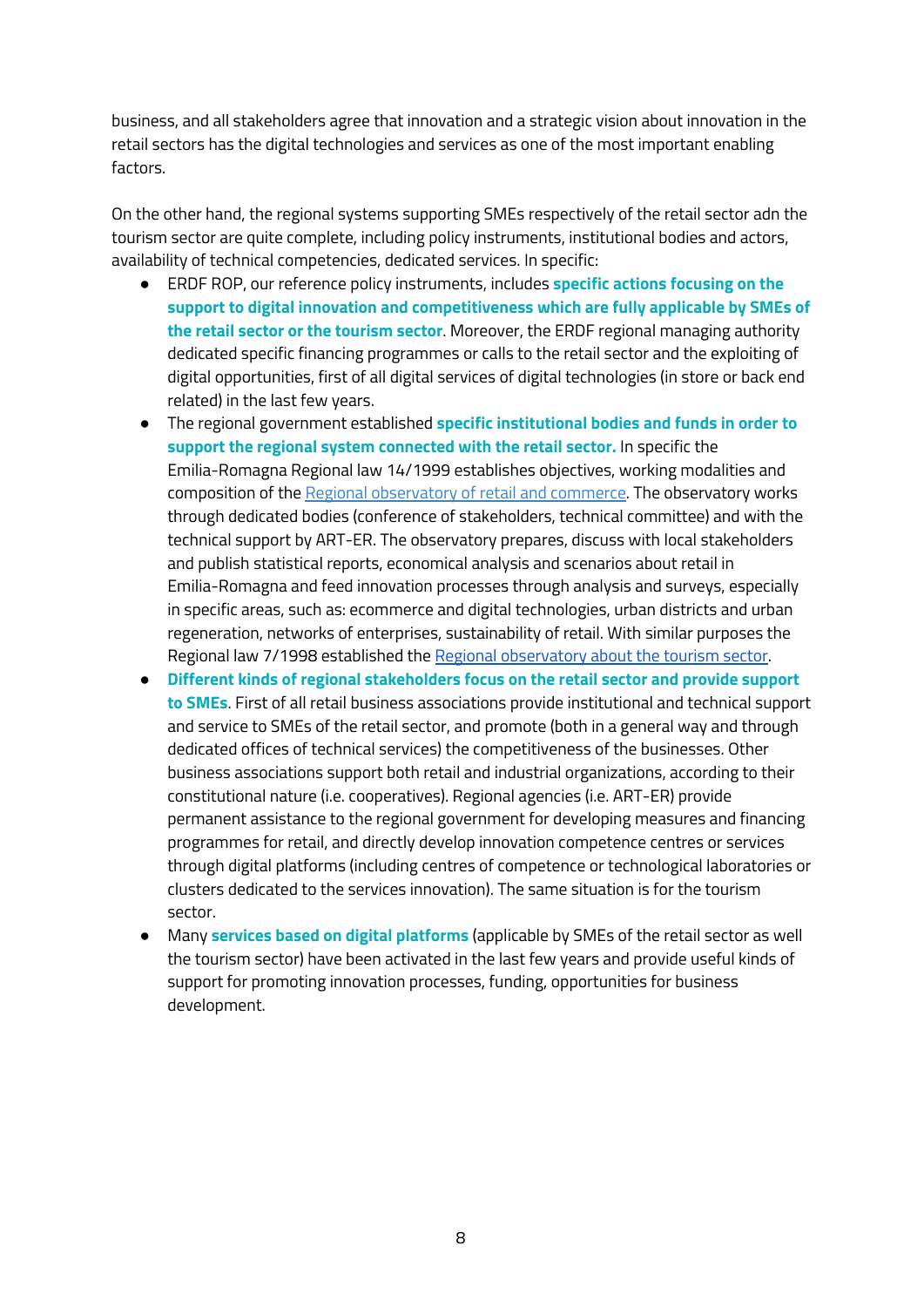business, and all stakeholders agree that innovation and a strategic vision about innovation in the retail sectors has the digital technologies and services as one of the most important enabling factors.

On the other hand, the regional systems supporting SMEs respectively of the retail sector adn the tourism sector are quite complete, including policy instruments, institutional bodies and actors, availability of technical competencies, dedicated services. In specific:

- ERDF ROP, our reference policy instruments, includes **specific actions focusing on the support to digital innovation and competitiveness which are fully applicable by SMEs of the retail sector or the tourism sector**. Moreover, the ERDF regional managing authority dedicated specific financing programmes or calls to the retail sector and the exploiting of digital opportunities, first of all digital services of digital technologies (in store or back end related) in the last few years.
- The regional government established **specific institutional bodies and funds in order to support the regional system connected with the retail sector.** In specific the Emilia-Romagna Regional law 14/1999 establishes objectives, working modalities and composition of the Regional observatory of retail and commerce. The observatory works through dedicated bodies (conference of stakeholders, technical committee) and with the technical support by ART-ER. The observatory prepares, discuss with local stakeholders and publish statistical reports, economical analysis and scenarios about retail in Emilia-Romagna and feed innovation processes through analysis and surveys, especially in specific areas, such as: ecommerce and digital technologies, urban districts and urban regeneration, networks of enterprises, sustainability of retail. With similar purposes the Regional law 7/1998 established the Regional observatory about the tourism sector.
- **Different kinds of regional stakeholders focus on the retail sector and provide support to SMEs**. First of all retail business associations provide institutional and technical support and service to SMEs of the retail sector, and promote (both in a general way and through dedicated offices of technical services) the competitiveness of the businesses. Other business associations support both retail and industrial organizations, according to their constitutional nature (i.e. cooperatives). Regional agencies (i.e. ART-ER) provide permanent assistance to the regional government for developing measures and financing programmes for retail, and directly develop innovation competence centres or services through digital platforms (including centres of competence or technological laboratories or clusters dedicated to the services innovation). The same situation is for the tourism sector.
- Many **services based on digital platforms** (applicable by SMEs of the retail sector as well the tourism sector) have been activated in the last few years and provide useful kinds of support for promoting innovation processes, funding, opportunities for business development.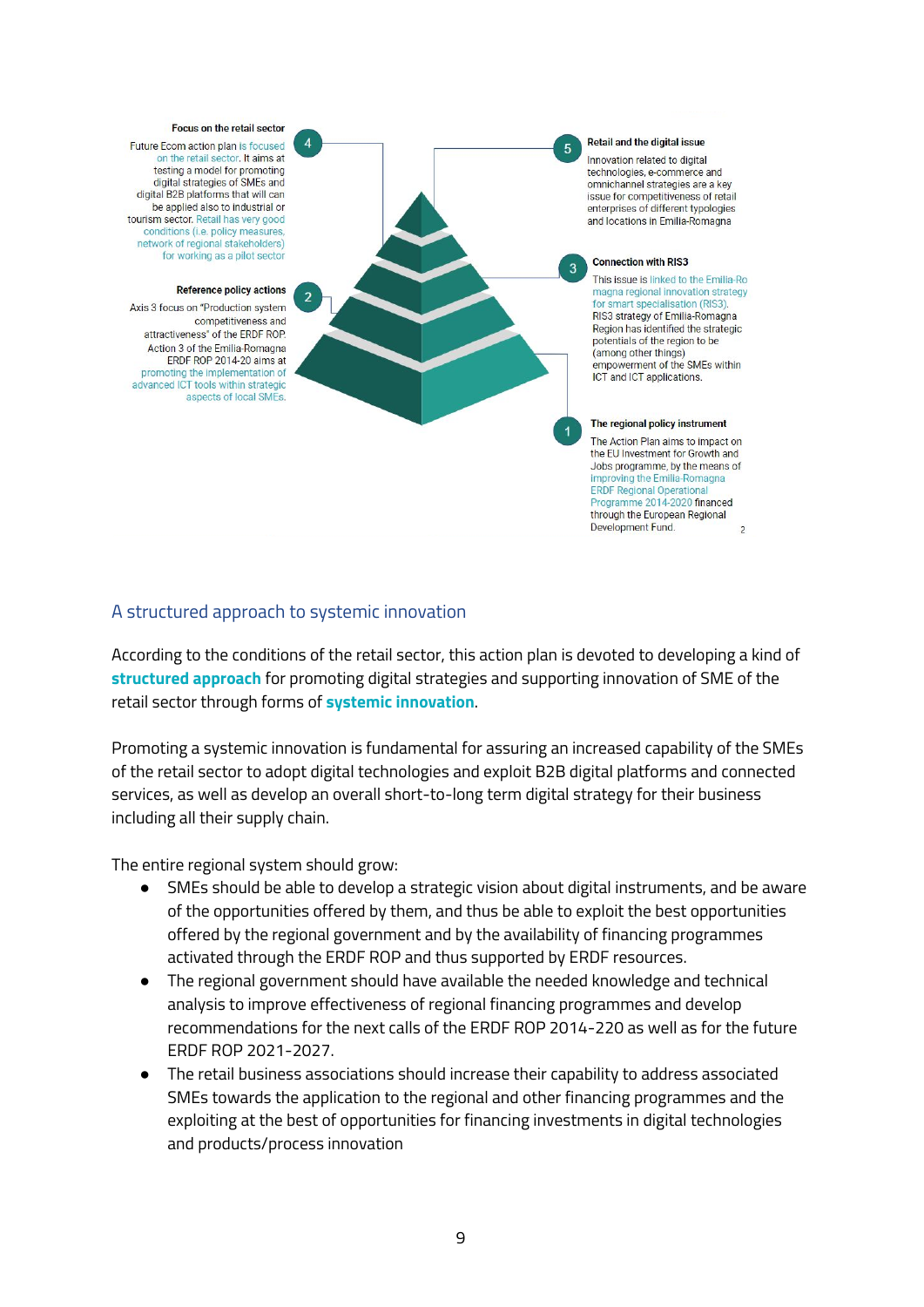**Focus on the retail sector**

4

Future Ecom action plan is focused on the retail sector. It aims at testing a model for promoting digital strategies of SMEs and digital B2B platforms that will can be applied also to industrial or tourism sector. Retail has very good conditions (i.e. policy measures, network of regional stakeholders) for working as a pilot sector

**Reference policy actions**

2

Axis 3 focus on "Production system competitiveness and attractiveness" of the ERDF ROP. Action 3 of the Emilia-Romagna ERDF ROP 2014-20 aims at promoting the implementation of advanced ICT tools within strategic aspects of local SMEs.

**Retail and the digital issue**

5

Innovation related to digital technologies, e-commerce and omnichannel strategies are a key issue for competitiveness of retail enterprises of different typologies and locations in Emilia-Romagna

**Connection with RIS3**

3

This issue is linked to the Emilia-Romagna regional innovation strategy for smart specialisation (RIS3). RIS3 strategy of Emilia-Romagna Region has identified the strategic potentials of the region to be (among other things) empowerment of the SMEs within ICT and ICT applications.

**The regional policy instrument**

1

The Action Plan aims to impact on the EU Investment for Growth and Jobs programme, by the means of improving the Emilia-Romagna ERDF Regional Operational Programme 2014-2020 financed through the European Regional Development Fund.

## A structured approach to systemic innovation

According to the conditions of the retail sector, this action plan is devoted to developing a kind of **structured approach** for promoting digital strategies and supporting innovation of SME of the retail sector through forms of **systemic innovation**.

Promoting a systemic innovation is fundamental for assuring an increased capability of the SMEs of the retail sector to adopt digital technologies and exploit B2B digital platforms and connected services, as well as develop an overall short-to-long term digital strategy for their business including all their supply chain.

The entire regional system should grow:

- SMEs should be able to develop a strategic vision about digital instruments, and be aware of the opportunities offered by them, and thus be able to exploit the best opportunities offered by the regional government and by the availability of financing programmes activated through the ERDF ROP and thus supported by ERDF resources.
- The regional government should have available the needed knowledge and technical analysis to improve effectiveness of regional financing programmes and develop recommendations for the next calls of the ERDF ROP 2014-220 as well as for the future ERDF ROP 2021-2027.
- The retail business associations should increase their capability to address associated SMEs towards the application to the regional and other financing programmes and the exploiting at the best of opportunities for financing investments in digital technologies and products/process innovation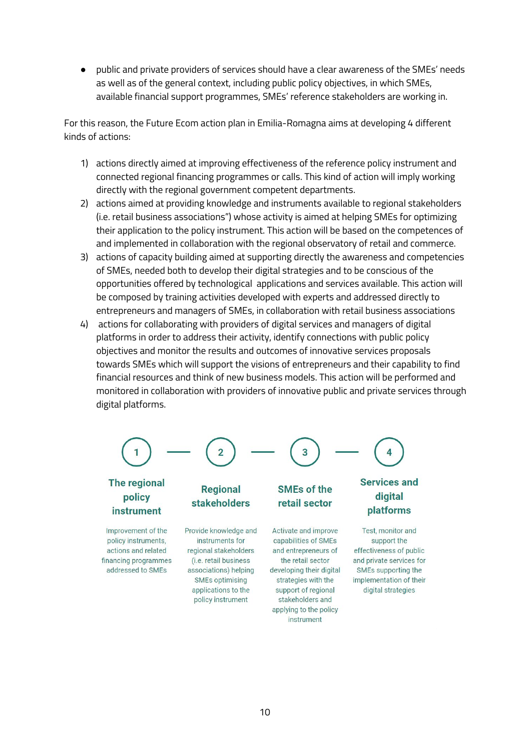- public and private providers of services should have a clear awareness of the SMEs' needs as well as of the general context, including public policy objectives, in which SMEs, available financial support programmes, SMEs' reference stakeholders are working in.

For this reason, the Future Ecom action plan in Emilia-Romagna aims at developing 4 different kinds of actions:

1) actions directly aimed at improving effectiveness of the reference policy instrument and connected regional financing programmes or calls. This kind of action will imply working directly with the regional government competent departments.
2) actions aimed at providing knowledge and instruments available to regional stakeholders (i.e. retail business associations") whose activity is aimed at helping SMEs for optimizing their application to the policy instrument. This action will be based on the competences of and implemented in collaboration with the regional observatory of retail and commerce.
3) actions of capacity building aimed at supporting directly the awareness and competencies of SMEs, needed both to develop their digital strategies and to be conscious of the opportunities offered by technological applications and services available. This action will be composed by training activities developed with experts and addressed directly to entrepreneurs and managers of SMEs, in collaboration with retail business associations
4) actions for collaborating with providers of digital services and managers of digital platforms in order to address their activity, identify connections with public policy objectives and monitor the results and outcomes of innovative services proposals towards SMEs which will support the visions of entrepreneurs and their capability to find financial resources and think of new business models. This action will be performed and monitored in collaboration with providers of innovative public and private services through digital platforms.

| 1 | 2 | 3 | 4 |
|---|---|---|---|
| **The regional policy instrument** | **Regional stakeholders** | **SMEs of the retail sector** | **Services and digital platforms** |
| Improvement of the policy instruments, actions and related financing programmes addressed to SMEs | Provide knowledge and instruments for regional stakeholders (i.e. retail business associations) helping SMEs optimising applications to the policy instrument | Activate and improve capabilities of SMEs and entrepreneurs of the retail sector developing their digital strategies with the support of regional stakeholders and applying to the policy instrument | Test, monitor and support the effectiveness of public and private services for SMEs supporting the implementation of their digital strategies |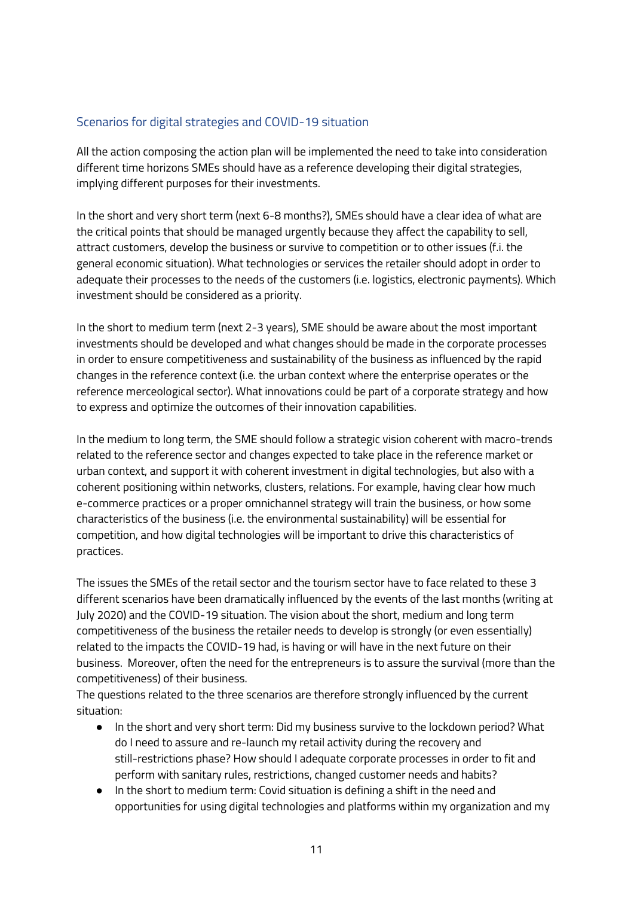## Scenarios for digital strategies and COVID-19 situation

All the action composing the action plan will be implemented the need to take into consideration different time horizons SMEs should have as a reference developing their digital strategies, implying different purposes for their investments.

In the short and very short term (next 6-8 months?), SMEs should have a clear idea of what are the critical points that should be managed urgently because they affect the capability to sell, attract customers, develop the business or survive to competition or to other issues (f.i. the general economic situation). What technologies or services the retailer should adopt in order to adequate their processes to the needs of the customers (i.e. logistics, electronic payments). Which investment should be considered as a priority.

In the short to medium term (next 2-3 years), SME should be aware about the most important investments should be developed and what changes should be made in the corporate processes in order to ensure competitiveness and sustainability of the business as influenced by the rapid changes in the reference context (i.e. the urban context where the enterprise operates or the reference merceological sector). What innovations could be part of a corporate strategy and how to express and optimize the outcomes of their innovation capabilities.

In the medium to long term, the SME should follow a strategic vision coherent with macro-trends related to the reference sector and changes expected to take place in the reference market or urban context, and support it with coherent investment in digital technologies, but also with a coherent positioning within networks, clusters, relations. For example, having clear how much e-commerce practices or a proper omnichannel strategy will train the business, or how some characteristics of the business (i.e. the environmental sustainability) will be essential for competition, and how digital technologies will be important to drive this characteristics of practices.

The issues the SMEs of the retail sector and the tourism sector have to face related to these 3 different scenarios have been dramatically influenced by the events of the last months (writing at July 2020) and the COVID-19 situation. The vision about the short, medium and long term competitiveness of the business the retailer needs to develop is strongly (or even essentially) related to the impacts the COVID-19 had, is having or will have in the next future on their business. Moreover, often the need for the entrepreneurs is to assure the survival (more than the competitiveness) of their business.
The questions related to the three scenarios are therefore strongly influenced by the current situation:

- In the short and very short term: Did my business survive to the lockdown period? What do I need to assure and re-launch my retail activity during the recovery and still-restrictions phase? How should I adequate corporate processes in order to fit and perform with sanitary rules, restrictions, changed customer needs and habits?
- In the short to medium term: Covid situation is defining a shift in the need and opportunities for using digital technologies and platforms within my organization and my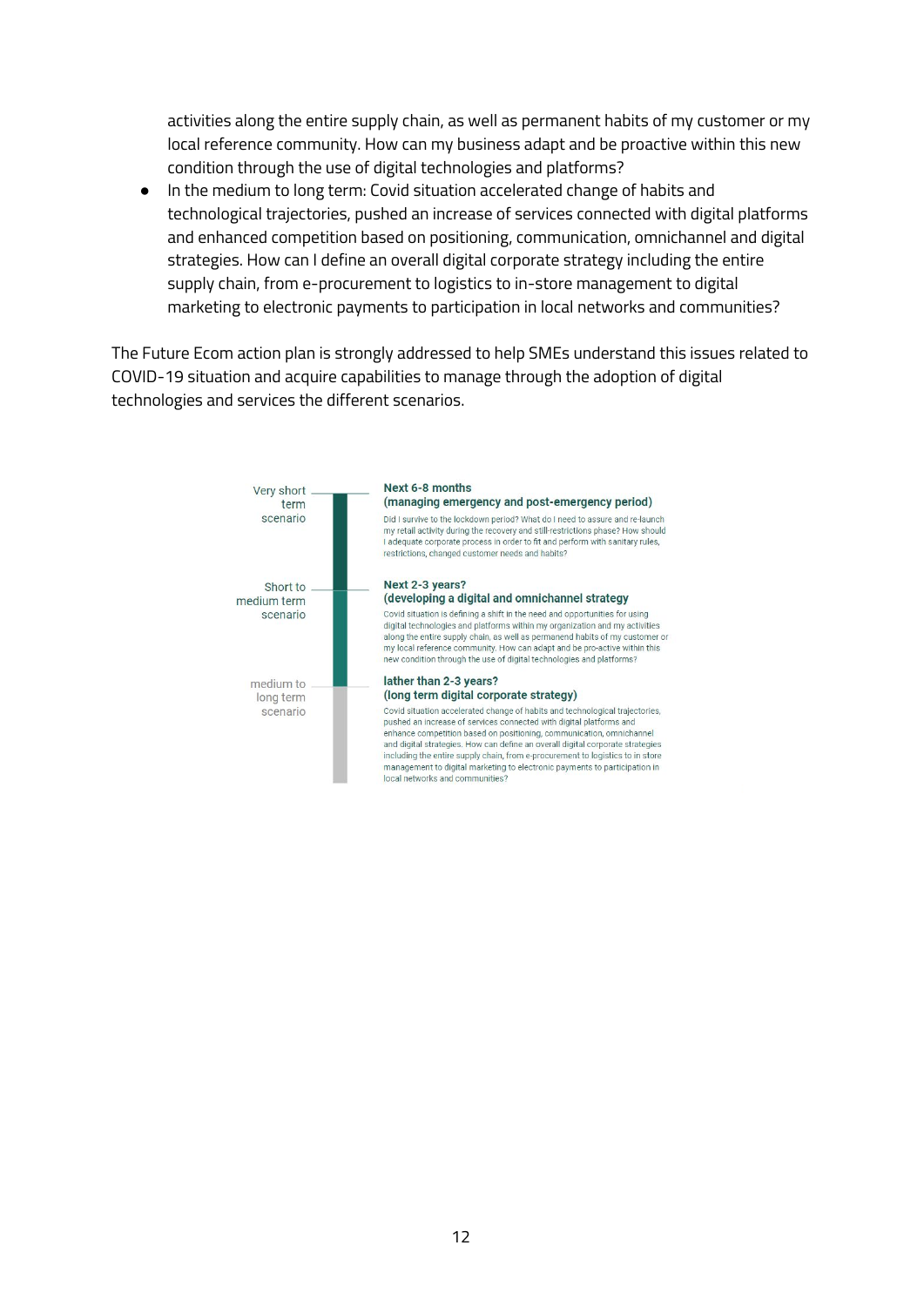activities along the entire supply chain, as well as permanent habits of my customer or my local reference community. How can my business adapt and be proactive within this new condition through the use of digital technologies and platforms?

- In the medium to long term: Covid situation accelerated change of habits and technological trajectories, pushed an increase of services connected with digital platforms and enhanced competition based on positioning, communication, omnichannel and digital strategies. How can I define an overall digital corporate strategy including the entire supply chain, from e-procurement to logistics to in-store management to digital marketing to electronic payments to participation in local networks and communities?

The Future Ecom action plan is strongly addressed to help SMEs understand this issues related to COVID-19 situation and acquire capabilities to manage through the adoption of digital technologies and services the different scenarios.

Very short term scenario

**Next 6-8 months**
**(managing emergency and post-emergency period)**

Did I survive to the lockdown period? What do I need to assure and re-launch my retail activity during the recovery and still-restrictions phase? How should I adequate corporate process in order to fit and perform with sanitary rules, restrictions, changed customer needs and habits?

Short to medium term scenario

**Next 2-3 years?**
**(developing a digital and omnichannel strategy**

Covid situation is defining a shift in the need and opportunities for using digital technologies and platforms within my organization and my activities along the entire supply chain, as well as permanend habits of my customer or my local reference community. How can adapt and be pro-active within this new condition through the use of digital technologies and platforms?

medium to long term scenario

**lather than 2-3 years?**
**(long term digital corporate strategy)**

Covid situation accelerated change of habits and technological trajectories, pushed an increase of services connected with digital platforms and enhance competition based on positioning, communication, omnichannel and digital strategies. How can define an overall digital corporate strategies including the entire supply chain, from e-procurement to logistics to in store management to digital marketing to electronic payments to participation in local networks and communities?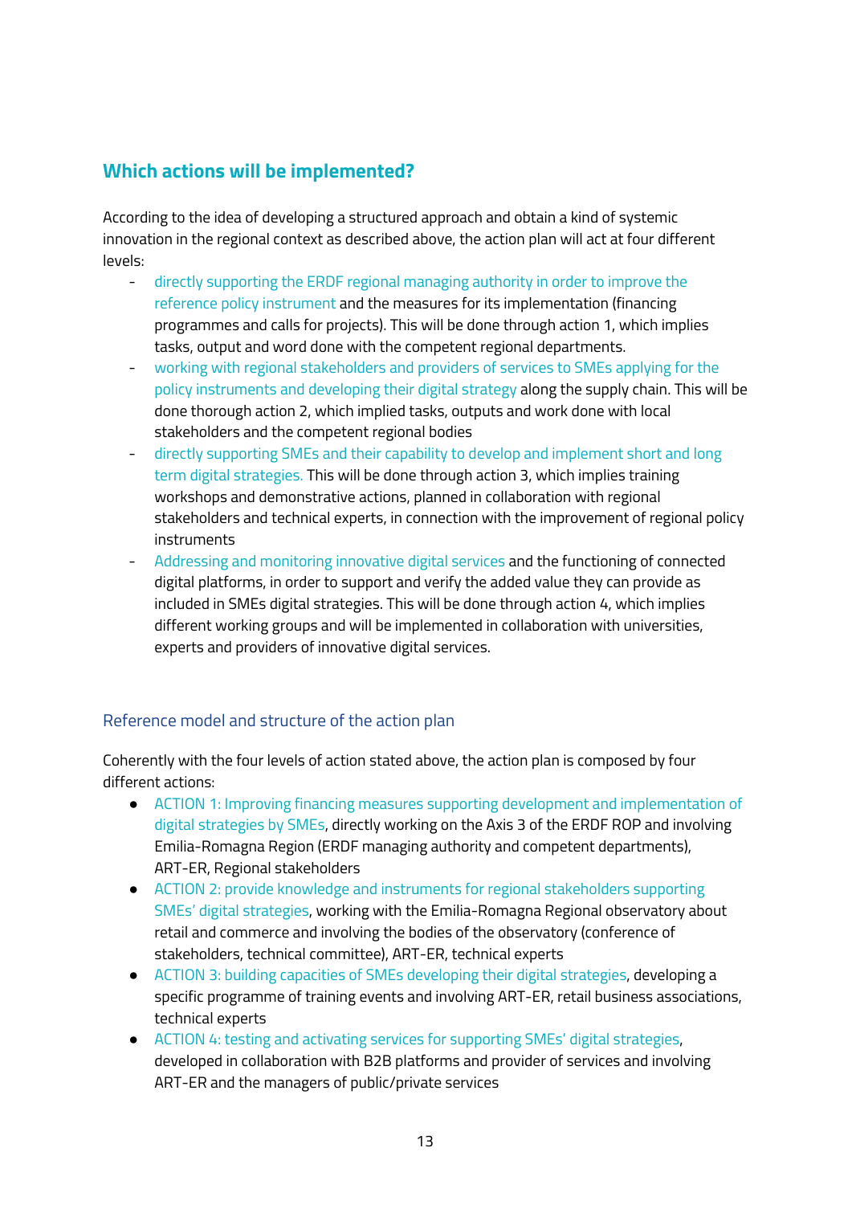## Which actions will be implemented?

According to the idea of developing a structured approach and obtain a kind of systemic innovation in the regional context as described above, the action plan will act at four different levels:

- directly supporting the ERDF regional managing authority in order to improve the reference policy instrument and the measures for its implementation (financing programmes and calls for projects). This will be done through action 1, which implies tasks, output and word done with the competent regional departments.
- working with regional stakeholders and providers of services to SMEs applying for the policy instruments and developing their digital strategy along the supply chain. This will be done thorough action 2, which implied tasks, outputs and work done with local stakeholders and the competent regional bodies
- directly supporting SMEs and their capability to develop and implement short and long term digital strategies. This will be done through action 3, which implies training workshops and demonstrative actions, planned in collaboration with regional stakeholders and technical experts, in connection with the improvement of regional policy instruments
- Addressing and monitoring innovative digital services and the functioning of connected digital platforms, in order to support and verify the added value they can provide as included in SMEs digital strategies. This will be done through action 4, which implies different working groups and will be implemented in collaboration with universities, experts and providers of innovative digital services.

### Reference model and structure of the action plan

Coherently with the four levels of action stated above, the action plan is composed by four different actions:

- ACTION 1: Improving financing measures supporting development and implementation of digital strategies by SMEs, directly working on the Axis 3 of the ERDF ROP and involving Emilia-Romagna Region (ERDF managing authority and competent departments), ART-ER, Regional stakeholders
- ACTION 2: provide knowledge and instruments for regional stakeholders supporting SMEs' digital strategies, working with the Emilia-Romagna Regional observatory about retail and commerce and involving the bodies of the observatory (conference of stakeholders, technical committee), ART-ER, technical experts
- ACTION 3: building capacities of SMEs developing their digital strategies, developing a specific programme of training events and involving ART-ER, retail business associations, technical experts
- ACTION 4: testing and activating services for supporting SMEs' digital strategies, developed in collaboration with B2B platforms and provider of services and involving ART-ER and the managers of public/private services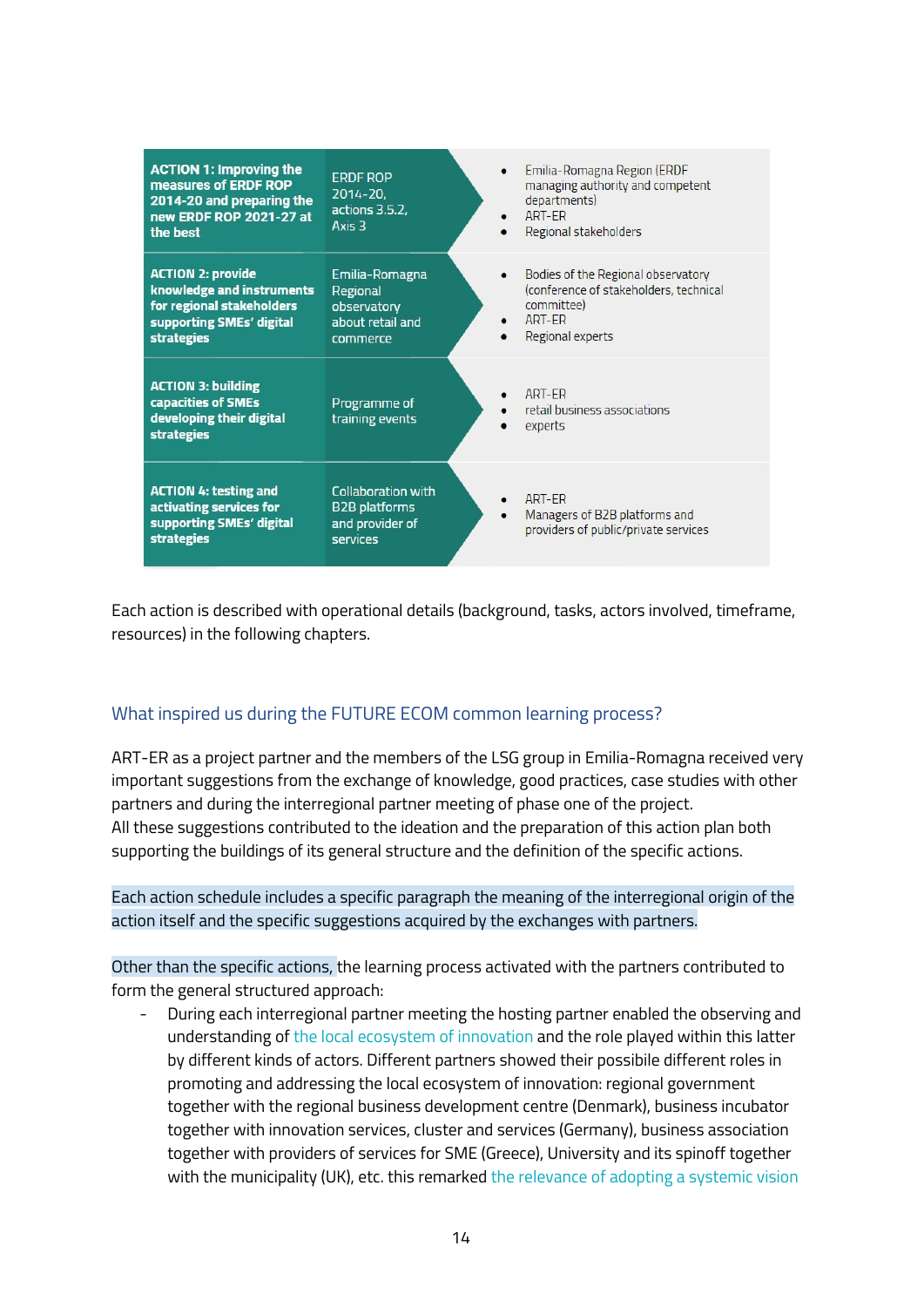| | | |
|---|---|---|
| **ACTION 1: Improving the measures of ERDF ROP 2014-20 and preparing the new ERDF ROP 2021-27 at the best** | ERDF ROP 2014-20, actions 3.5.2, Axis 3 | • Emilia-Romagna Region (ERDF managing authority and competent departments)<br>• ART-ER<br>• Regional stakeholders |
| **ACTION 2: provide knowledge and instruments for regional stakeholders supporting SMEs' digital strategies** | Emilia-Romagna Regional observatory about retail and commerce | • Bodies of the Regional observatory (conference of stakeholders, technical committee)<br>• ART-ER<br>• Regional experts |
| **ACTION 3: building capacities of SMEs developing their digital strategies** | Programme of training events | • ART-ER<br>• retail business associations<br>• experts |
| **ACTION 4: testing and activating services for supporting SMEs' digital strategies** | Collaboration with B2B platforms and provider of services | • ART-ER<br>• Managers of B2B platforms and providers of public/private services |

Each action is described with operational details (background, tasks, actors involved, timeframe, resources) in the following chapters.

## What inspired us during the FUTURE ECOM common learning process?

ART-ER as a project partner and the members of the LSG group in Emilia-Romagna received very important suggestions from the exchange of knowledge, good practices, case studies with other partners and during the interregional partner meeting of phase one of the project.
All these suggestions contributed to the ideation and the preparation of this action plan both supporting the buildings of its general structure and the definition of the specific actions.

Each action schedule includes a specific paragraph the meaning of the interregional origin of the action itself and the specific suggestions acquired by the exchanges with partners.

Other than the specific actions, the learning process activated with the partners contributed to form the general structured approach:

- During each interregional partner meeting the hosting partner enabled the observing and understanding of the local ecosystem of innovation and the role played within this latter by different kinds of actors. Different partners showed their possibile different roles in promoting and addressing the local ecosystem of innovation: regional government together with the regional business development centre (Denmark), business incubator together with innovation services, cluster and services (Germany), business association together with providers of services for SME (Greece), University and its spinoff together with the municipality (UK), etc. this remarked the relevance of adopting a systemic vision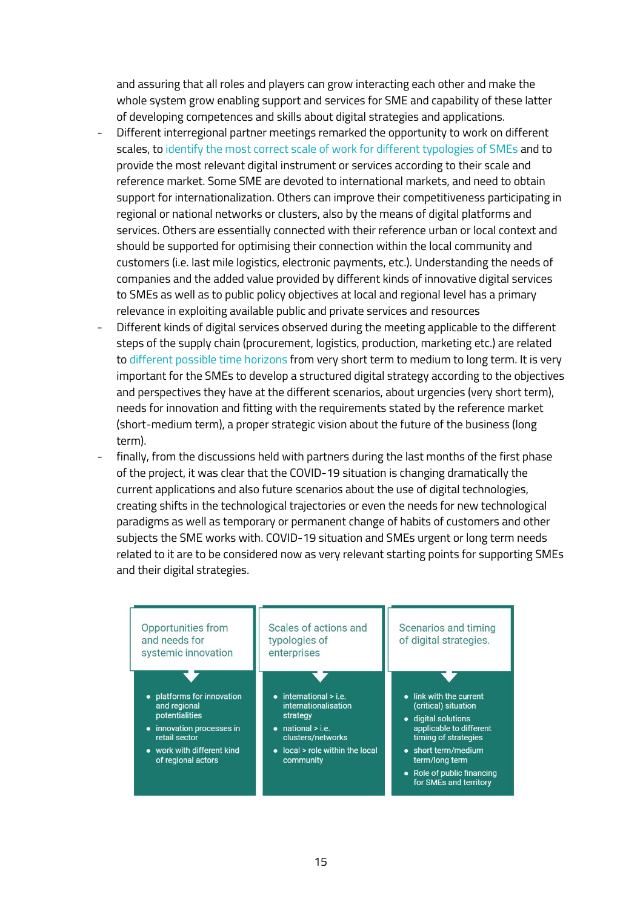and assuring that all roles and players can grow interacting each other and make the whole system grow enabling support and services for SME and capability of these latter of developing competences and skills about digital strategies and applications.

- Different interregional partner meetings remarked the opportunity to work on different scales, to identify the most correct scale of work for different typologies of SMEs and to provide the most relevant digital instrument or services according to their scale and reference market. Some SME are devoted to international markets, and need to obtain support for internationalization. Others can improve their competitiveness participating in regional or national networks or clusters, also by the means of digital platforms and services. Others are essentially connected with their reference urban or local context and should be supported for optimising their connection within the local community and customers (i.e. last mile logistics, electronic payments, etc.). Understanding the needs of companies and the added value provided by different kinds of innovative digital services to SMEs as well as to public policy objectives at local and regional level has a primary relevance in exploiting available public and private services and resources
- Different kinds of digital services observed during the meeting applicable to the different steps of the supply chain (procurement, logistics, production, marketing etc.) are related to different possible time horizons from very short term to medium to long term. It is very important for the SMEs to develop a structured digital strategy according to the objectives and perspectives they have at the different scenarios, about urgencies (very short term), needs for innovation and fitting with the requirements stated by the reference market (short-medium term), a proper strategic vision about the future of the business (long term).
- finally, from the discussions held with partners during the last months of the first phase of the project, it was clear that the COVID-19 situation is changing dramatically the current applications and also future scenarios about the use of digital technologies, creating shifts in the technological trajectories or even the needs for new technological paradigms as well as temporary or permanent change of habits of customers and other subjects the SME works with. COVID-19 situation and SMEs urgent or long term needs related to it are to be considered now as very relevant starting points for supporting SMEs and their digital strategies.

| Opportunities from and needs for systemic innovation | Scales of actions and typologies of enterprises | Scenarios and timing of digital strategies. |
| --- | --- | --- |
| • platforms for innovation and regional potentialities<br>• innovation processes in retail sector<br>• work with different kind of regional actors | • international > i.e. internationalisation strategy<br>• national > i.e. clusters/networks<br>• local > role within the local community | • link with the current (critical) situation<br>• digital solutions applicable to different timing of strategies<br>• short term/medium term/long term<br>• Role of public financing for SMEs and territory |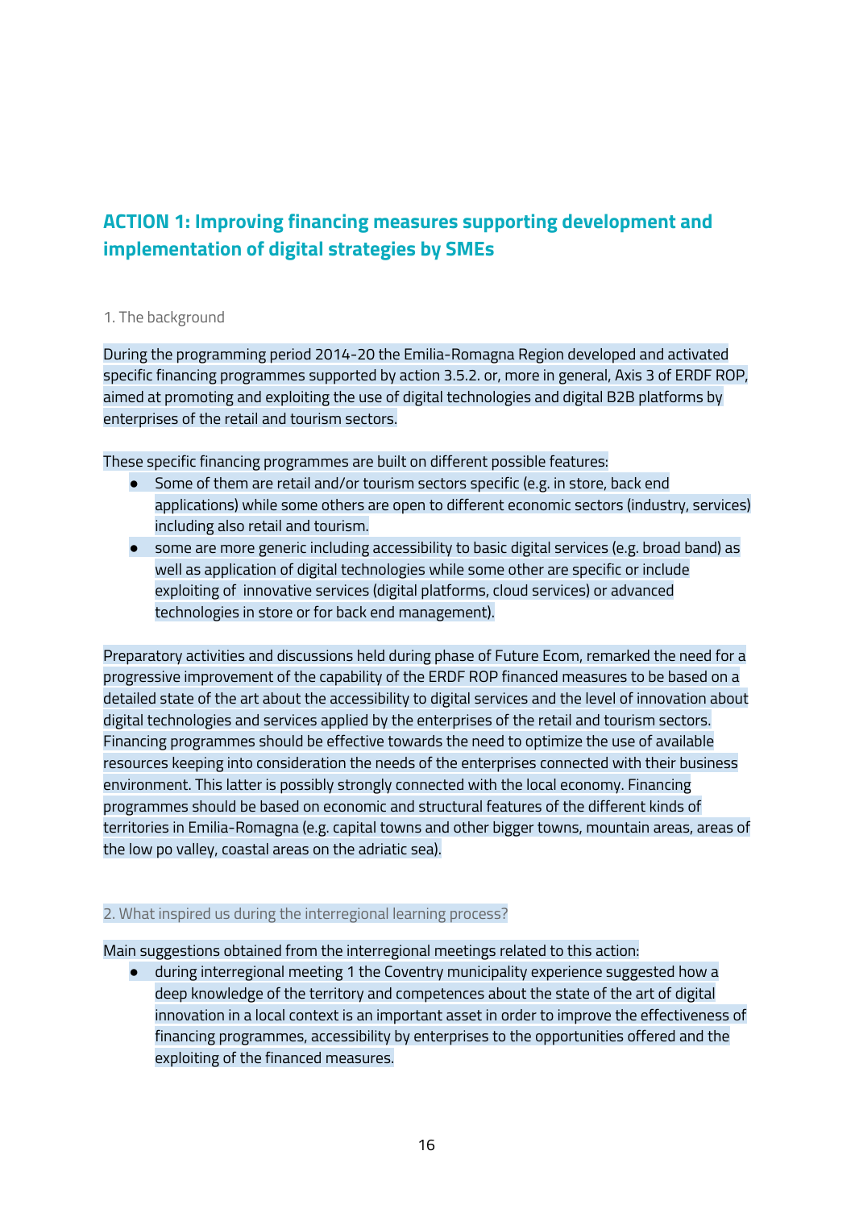## ACTION 1: Improving financing measures supporting development and implementation of digital strategies by SMEs

1. The background

During the programming period 2014-20 the Emilia-Romagna Region developed and activated specific financing programmes supported by action 3.5.2. or, more in general, Axis 3 of ERDF ROP, aimed at promoting and exploiting the use of digital technologies and digital B2B platforms by enterprises of the retail and tourism sectors.

These specific financing programmes are built on different possible features:

- Some of them are retail and/or tourism sectors specific (e.g. in store, back end applications) while some others are open to different economic sectors (industry, services) including also retail and tourism.
- some are more generic including accessibility to basic digital services (e.g. broad band) as well as application of digital technologies while some other are specific or include exploiting of innovative services (digital platforms, cloud services) or advanced technologies in store or for back end management).

Preparatory activities and discussions held during phase of Future Ecom, remarked the need for a progressive improvement of the capability of the ERDF ROP financed measures to be based on a detailed state of the art about the accessibility to digital services and the level of innovation about digital technologies and services applied by the enterprises of the retail and tourism sectors. Financing programmes should be effective towards the need to optimize the use of available resources keeping into consideration the needs of the enterprises connected with their business environment. This latter is possibly strongly connected with the local economy. Financing programmes should be based on economic and structural features of the different kinds of territories in Emilia-Romagna (e.g. capital towns and other bigger towns, mountain areas, areas of the low po valley, coastal areas on the adriatic sea).

2. What inspired us during the interregional learning process?

Main suggestions obtained from the interregional meetings related to this action:

- during interregional meeting 1 the Coventry municipality experience suggested how a deep knowledge of the territory and competences about the state of the art of digital innovation in a local context is an important asset in order to improve the effectiveness of financing programmes, accessibility by enterprises to the opportunities offered and the exploiting of the financed measures.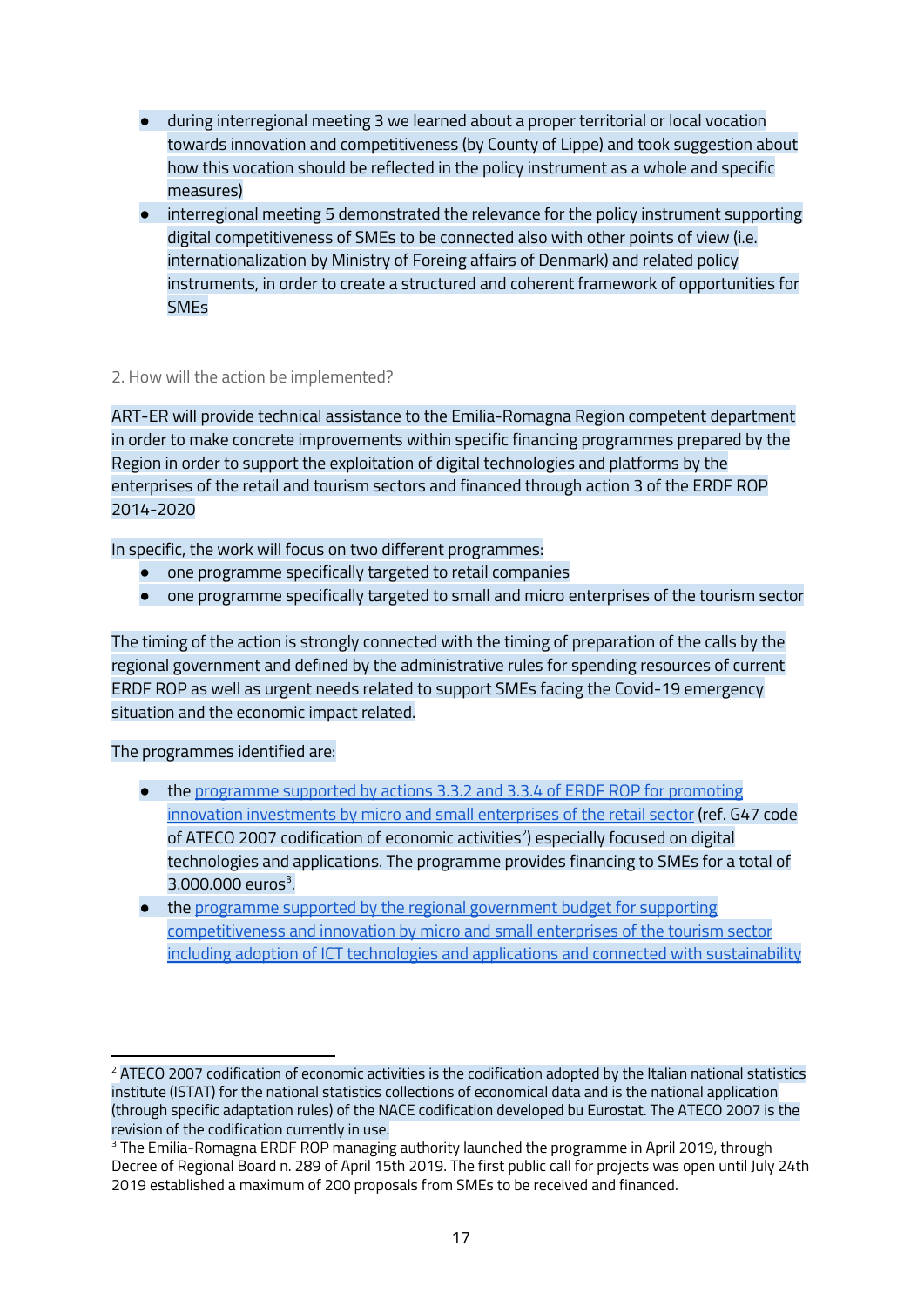- during interregional meeting 3 we learned about a proper territorial or local vocation towards innovation and competitiveness (by County of Lippe) and took suggestion about how this vocation should be reflected in the policy instrument as a whole and specific measures)
- interregional meeting 5 demonstrated the relevance for the policy instrument supporting digital competitiveness of SMEs to be connected also with other points of view (i.e. internationalization by Ministry of Foreing affairs of Denmark) and related policy instruments, in order to create a structured and coherent framework of opportunities for SMEs

2. How will the action be implemented?

ART-ER will provide technical assistance to the Emilia-Romagna Region competent department in order to make concrete improvements within specific financing programmes prepared by the Region in order to support the exploitation of digital technologies and platforms by the enterprises of the retail and tourism sectors and financed through action 3 of the ERDF ROP 2014-2020

In specific, the work will focus on two different programmes:

- one programme specifically targeted to retail companies
- one programme specifically targeted to small and micro enterprises of the tourism sector

The timing of the action is strongly connected with the timing of preparation of the calls by the regional government and defined by the administrative rules for spending resources of current ERDF ROP as well as urgent needs related to support SMEs facing the Covid-19 emergency situation and the economic impact related.

The programmes identified are:

- the programme supported by actions 3.3.2 and 3.3.4 of ERDF ROP for promoting innovation investments by micro and small enterprises of the retail sector (ref. G47 code of ATECO 2007 codification of economic activities[2]) especially focused on digital technologies and applications. The programme provides financing to SMEs for a total of 3.000.000 euros[3].
- the programme supported by the regional government budget for supporting competitiveness and innovation by micro and small enterprises of the tourism sector including adoption of ICT technologies and applications and connected with sustainability

[2] ATECO 2007 codification of economic activities is the codification adopted by the Italian national statistics institute (ISTAT) for the national statistics collections of economical data and is the national application (through specific adaptation rules) of the NACE codification developed bu Eurostat. The ATECO 2007 is the revision of the codification currently in use.

[3] The Emilia-Romagna ERDF ROP managing authority launched the programme in April 2019, through Decree of Regional Board n. 289 of April 15th 2019. The first public call for projects was open until July 24th 2019 established a maximum of 200 proposals from SMEs to be received and financed.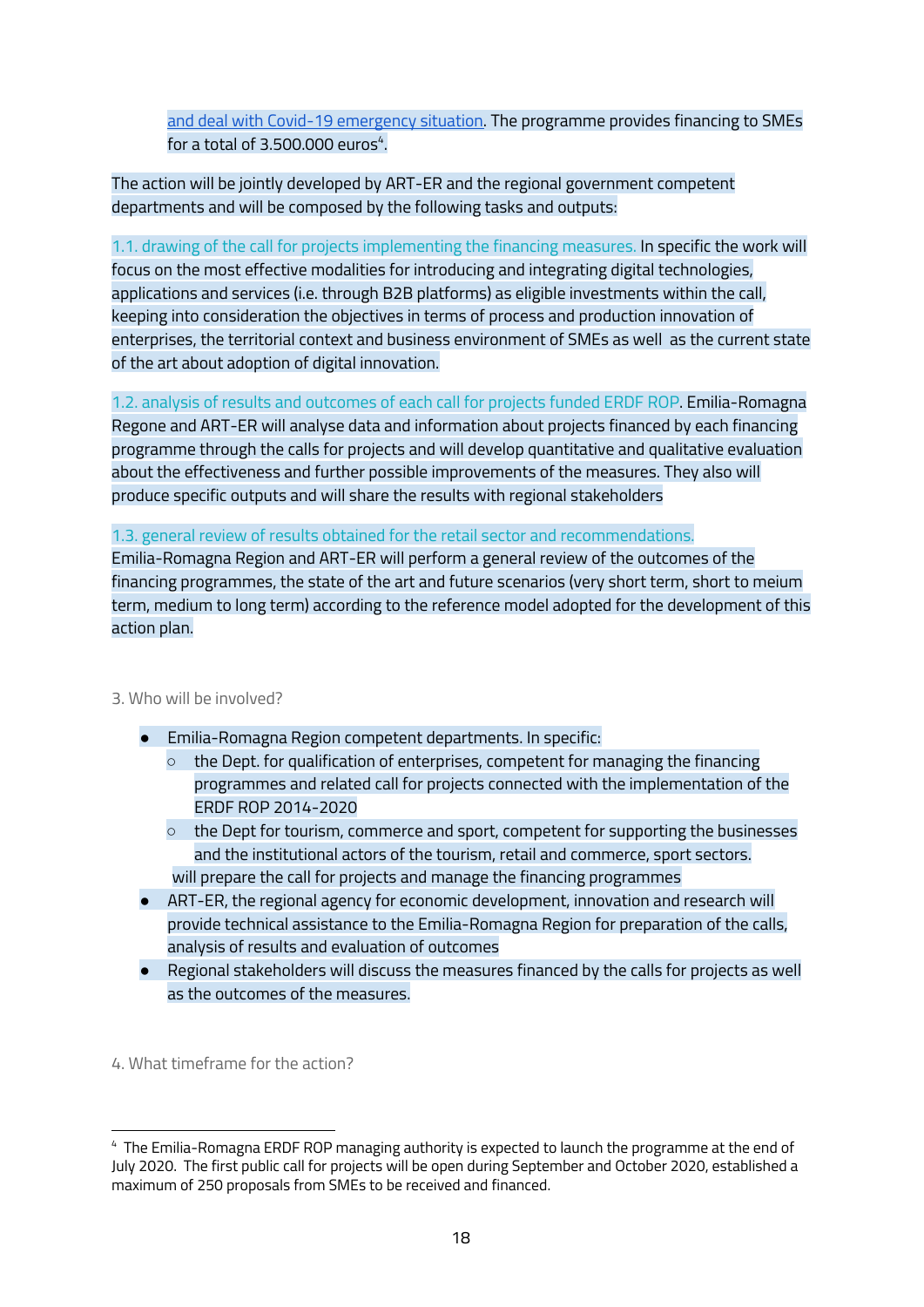and deal with Covid-19 emergency situation. The programme provides financing to SMEs for a total of 3.500.000 euros[4].

The action will be jointly developed by ART-ER and the regional government competent departments and will be composed by the following tasks and outputs:

1.1. drawing of the call for projects implementing the financing measures. In specific the work will focus on the most effective modalities for introducing and integrating digital technologies, applications and services (i.e. through B2B platforms) as eligible investments within the call, keeping into consideration the objectives in terms of process and production innovation of enterprises, the territorial context and business environment of SMEs as well as the current state of the art about adoption of digital innovation.

1.2. analysis of results and outcomes of each call for projects funded ERDF ROP. Emilia-Romagna Regone and ART-ER will analyse data and information about projects financed by each financing programme through the calls for projects and will develop quantitative and qualitative evaluation about the effectiveness and further possible improvements of the measures. They also will produce specific outputs and will share the results with regional stakeholders

1.3. general review of results obtained for the retail sector and recommendations. Emilia-Romagna Region and ART-ER will perform a general review of the outcomes of the financing programmes, the state of the art and future scenarios (very short term, short to meium term, medium to long term) according to the reference model adopted for the development of this action plan.

3. Who will be involved?

- Emilia-Romagna Region competent departments. In specific:
  - the Dept. for qualification of enterprises, competent for managing the financing programmes and related call for projects connected with the implementation of the ERDF ROP 2014-2020
  - the Dept for tourism, commerce and sport, competent for supporting the businesses and the institutional actors of the tourism, retail and commerce, sport sectors.

  will prepare the call for projects and manage the financing programmes
- ART-ER, the regional agency for economic development, innovation and research will provide technical assistance to the Emilia-Romagna Region for preparation of the calls, analysis of results and evaluation of outcomes
- Regional stakeholders will discuss the measures financed by the calls for projects as well as the outcomes of the measures.

4. What timeframe for the action?

[4] The Emilia-Romagna ERDF ROP managing authority is expected to launch the programme at the end of July 2020. The first public call for projects will be open during September and October 2020, established a maximum of 250 proposals from SMEs to be received and financed.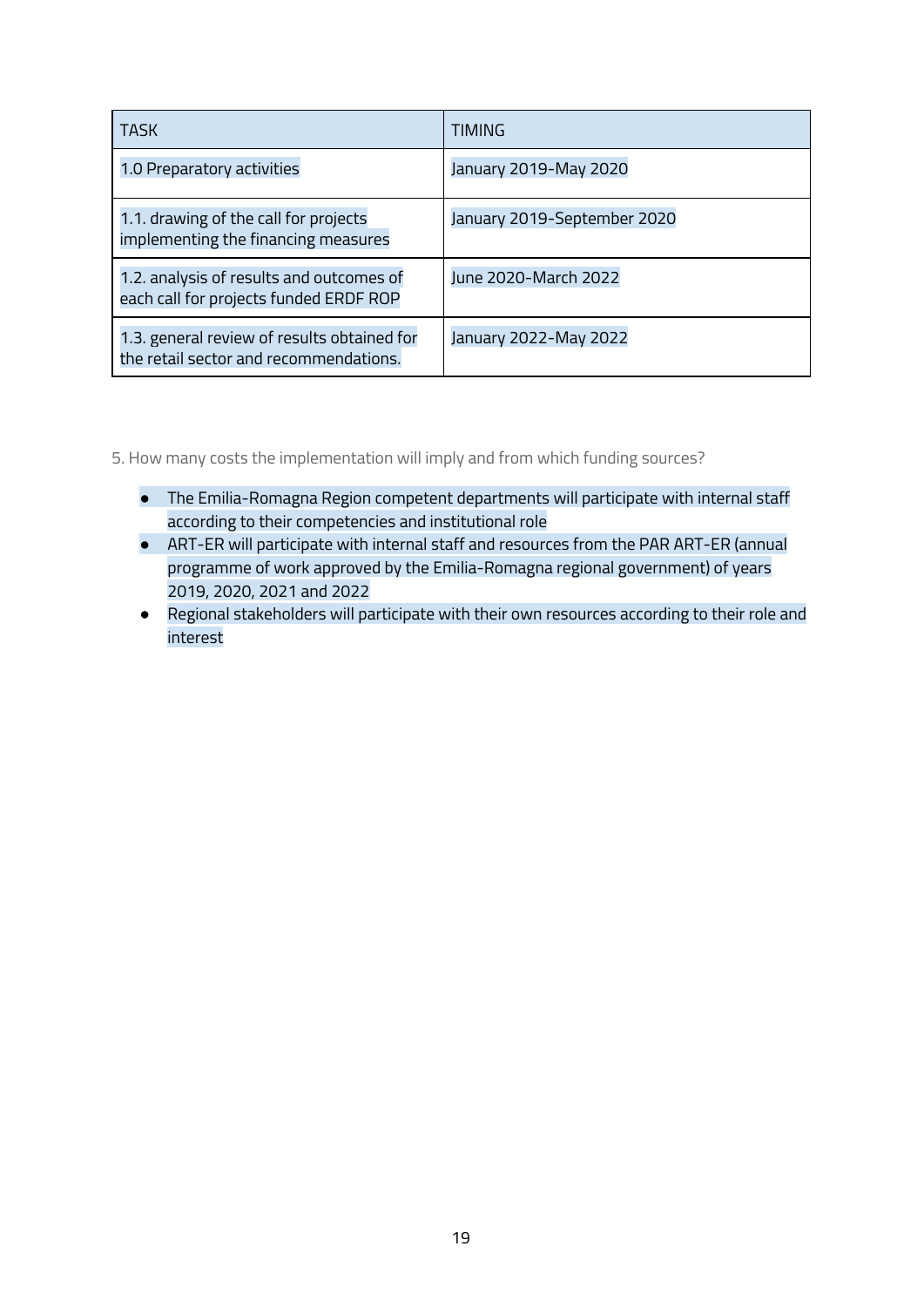| TASK | TIMING |
|---|---|
| 1.0 Preparatory activities | January 2019-May 2020 |
| 1.1. drawing of the call for projects implementing the financing measures | January 2019-September 2020 |
| 1.2. analysis of results and outcomes of each call for projects funded ERDF ROP | June 2020-March 2022 |
| 1.3. general review of results obtained for the retail sector and recommendations. | January 2022-May 2022 |

5. How many costs the implementation will imply and from which funding sources?

- The Emilia-Romagna Region competent departments will participate with internal staff according to their competencies and institutional role
- ART-ER will participate with internal staff and resources from the PAR ART-ER (annual programme of work approved by the Emilia-Romagna regional government) of years 2019, 2020, 2021 and 2022
- Regional stakeholders will participate with their own resources according to their role and interest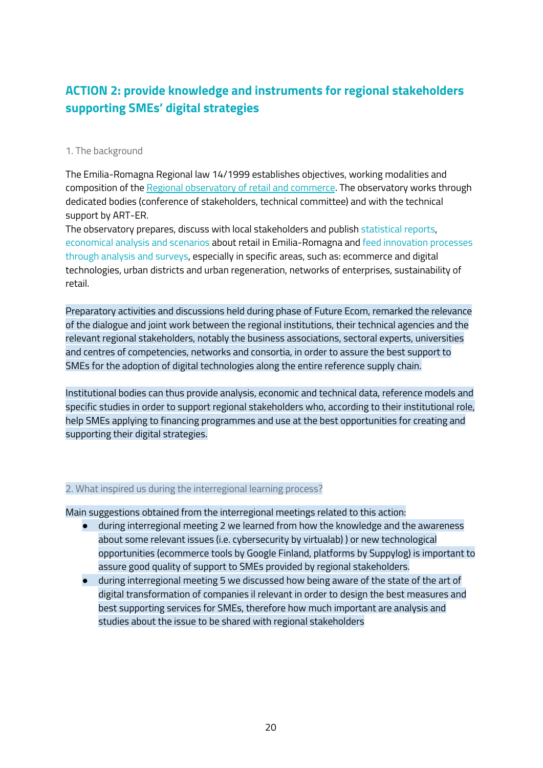## ACTION 2: provide knowledge and instruments for regional stakeholders supporting SMEs' digital strategies

### 1. The background

The Emilia-Romagna Regional law 14/1999 establishes objectives, working modalities and composition of the [Regional observatory of retail and commerce](). The observatory works through dedicated bodies (conference of stakeholders, technical committee) and with the technical support by ART-ER.
The observatory prepares, discuss with local stakeholders and publish statistical reports, economical analysis and scenarios about retail in Emilia-Romagna and feed innovation processes through analysis and surveys, especially in specific areas, such as: ecommerce and digital technologies, urban districts and urban regeneration, networks of enterprises, sustainability of retail.

Preparatory activities and discussions held during phase of Future Ecom, remarked the relevance of the dialogue and joint work between the regional institutions, their technical agencies and the relevant regional stakeholders, notably the business associations, sectoral experts, universities and centres of competencies, networks and consortia, in order to assure the best support to SMEs for the adoption of digital technologies along the entire reference supply chain.

Institutional bodies can thus provide analysis, economic and technical data, reference models and specific studies in order to support regional stakeholders who, according to their institutional role, help SMEs applying to financing programmes and use at the best opportunities for creating and supporting their digital strategies.

### 2. What inspired us during the interregional learning process?

Main suggestions obtained from the interregional meetings related to this action:

- during interregional meeting 2 we learned from how the knowledge and the awareness about some relevant issues (i.e. cybersecurity by virtualab) ) or new technological opportunities (ecommerce tools by Google Finland, platforms by Suppylog) is important to assure good quality of support to SMEs provided by regional stakeholders.
- during interregional meeting 5 we discussed how being aware of the state of the art of digital transformation of companies il relevant in order to design the best measures and best supporting services for SMEs, therefore how much important are analysis and studies about the issue to be shared with regional stakeholders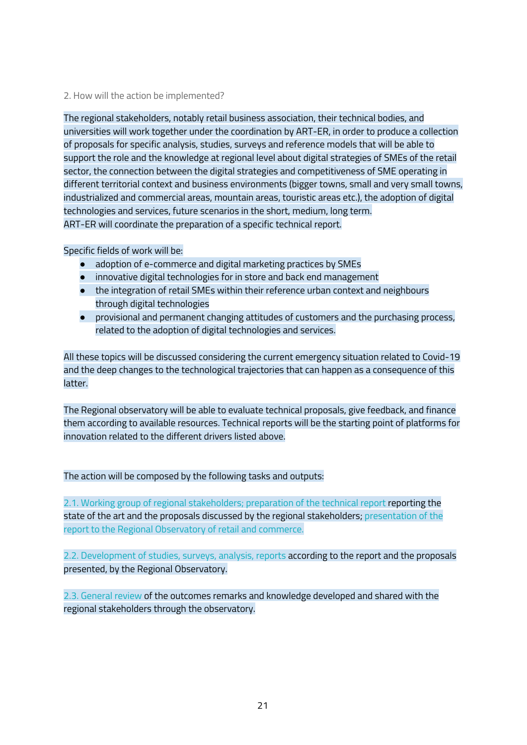2. How will the action be implemented?

The regional stakeholders, notably retail business association, their technical bodies, and universities will work together under the coordination by ART-ER, in order to produce a collection of proposals for specific analysis, studies, surveys and reference models that will be able to support the role and the knowledge at regional level about digital strategies of SMEs of the retail sector, the connection between the digital strategies and competitiveness of SME operating in different territorial context and business environments (bigger towns, small and very small towns, industrialized and commercial areas, mountain areas, touristic areas etc.), the adoption of digital technologies and services, future scenarios in the short, medium, long term.
ART-ER will coordinate the preparation of a specific technical report.

Specific fields of work will be:

- adoption of e-commerce and digital marketing practices by SMEs
- innovative digital technologies for in store and back end management
- the integration of retail SMEs within their reference urban context and neighbours through digital technologies
- provisional and permanent changing attitudes of customers and the purchasing process, related to the adoption of digital technologies and services.

All these topics will be discussed considering the current emergency situation related to Covid-19 and the deep changes to the technological trajectories that can happen as a consequence of this latter.

The Regional observatory will be able to evaluate technical proposals, give feedback, and finance them according to available resources. Technical reports will be the starting point of platforms for innovation related to the different drivers listed above.

The action will be composed by the following tasks and outputs:

2.1. Working group of regional stakeholders; preparation of the technical report reporting the state of the art and the proposals discussed by the regional stakeholders; presentation of the report to the Regional Observatory of retail and commerce.

2.2. Development of studies, surveys, analysis, reports according to the report and the proposals presented, by the Regional Observatory.

2.3. General review of the outcomes remarks and knowledge developed and shared with the regional stakeholders through the observatory.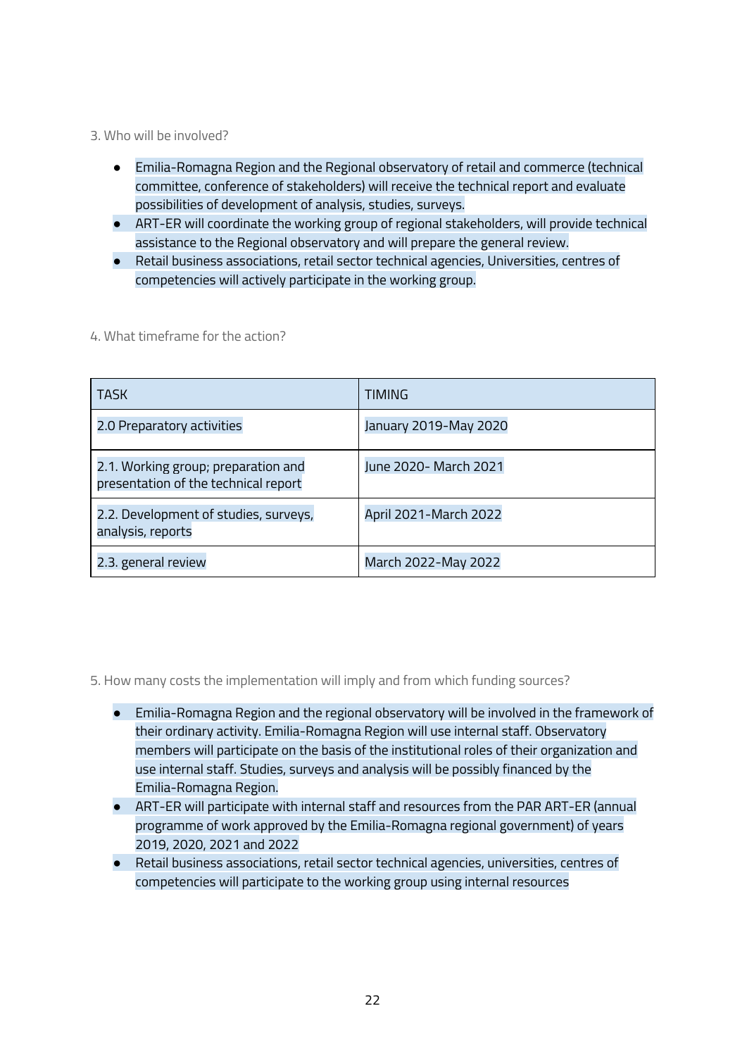3. Who will be involved?

- Emilia-Romagna Region and the Regional observatory of retail and commerce (technical committee, conference of stakeholders) will receive the technical report and evaluate possibilities of development of analysis, studies, surveys.
- ART-ER will coordinate the working group of regional stakeholders, will provide technical assistance to the Regional observatory and will prepare the general review.
- Retail business associations, retail sector technical agencies, Universities, centres of competencies will actively participate in the working group.

4. What timeframe for the action?

| TASK | TIMING |
| --- | --- |
| 2.0 Preparatory activities | January 2019-May 2020 |
| 2.1. Working group; preparation and presentation of the technical report | June 2020- March 2021 |
| 2.2. Development of studies, surveys, analysis, reports | April 2021-March 2022 |
| 2.3. general review | March 2022-May 2022 |

5. How many costs the implementation will imply and from which funding sources?

- Emilia-Romagna Region and the regional observatory will be involved in the framework of their ordinary activity. Emilia-Romagna Region will use internal staff. Observatory members will participate on the basis of the institutional roles of their organization and use internal staff. Studies, surveys and analysis will be possibly financed by the Emilia-Romagna Region.
- ART-ER will participate with internal staff and resources from the PAR ART-ER (annual programme of work approved by the Emilia-Romagna regional government) of years 2019, 2020, 2021 and 2022
- Retail business associations, retail sector technical agencies, universities, centres of competencies will participate to the working group using internal resources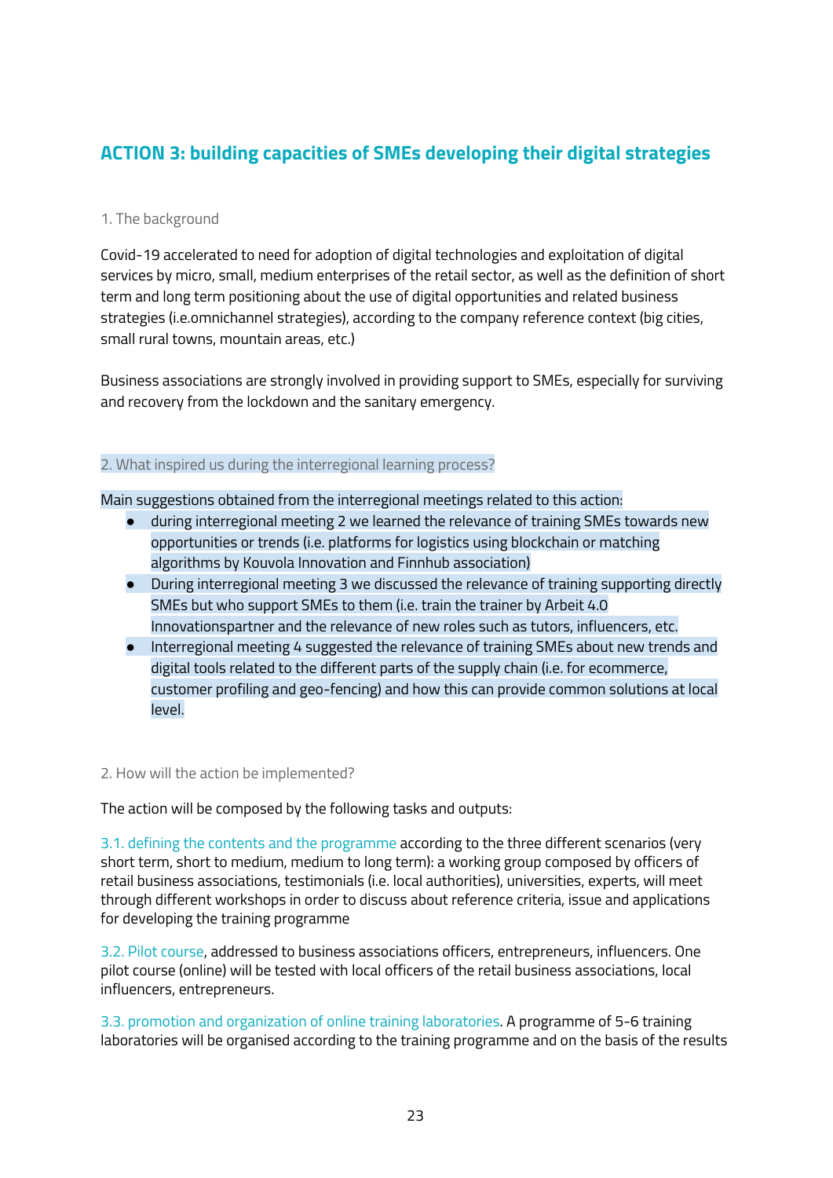## ACTION 3: building capacities of SMEs developing their digital strategies

1. The background

Covid-19 accelerated to need for adoption of digital technologies and exploitation of digital services by micro, small, medium enterprises of the retail sector, as well as the definition of short term and long term positioning about the use of digital opportunities and related business strategies (i.e.omnichannel strategies), according to the company reference context (big cities, small rural towns, mountain areas, etc.)

Business associations are strongly involved in providing support to SMEs, especially for surviving and recovery from the lockdown and the sanitary emergency.

2. What inspired us during the interregional learning process?

Main suggestions obtained from the interregional meetings related to this action:

- during interregional meeting 2 we learned the relevance of training SMEs towards new opportunities or trends (i.e. platforms for logistics using blockchain or matching algorithms by Kouvola Innovation and Finnhub association)
- During interregional meeting 3 we discussed the relevance of training supporting directly SMEs but who support SMEs to them (i.e. train the trainer by Arbeit 4.0 Innovationspartner and the relevance of new roles such as tutors, influencers, etc.
- Interregional meeting 4 suggested the relevance of training SMEs about new trends and digital tools related to the different parts of the supply chain (i.e. for ecommerce, customer profiling and geo-fencing) and how this can provide common solutions at local level.

2. How will the action be implemented?

The action will be composed by the following tasks and outputs:

3.1. defining the contents and the programme according to the three different scenarios (very short term, short to medium, medium to long term): a working group composed by officers of retail business associations, testimonials (i.e. local authorities), universities, experts, will meet through different workshops in order to discuss about reference criteria, issue and applications for developing the training programme

3.2. Pilot course, addressed to business associations officers, entrepreneurs, influencers. One pilot course (online) will be tested with local officers of the retail business associations, local influencers, entrepreneurs.

3.3. promotion and organization of online training laboratories. A programme of 5-6 training laboratories will be organised according to the training programme and on the basis of the results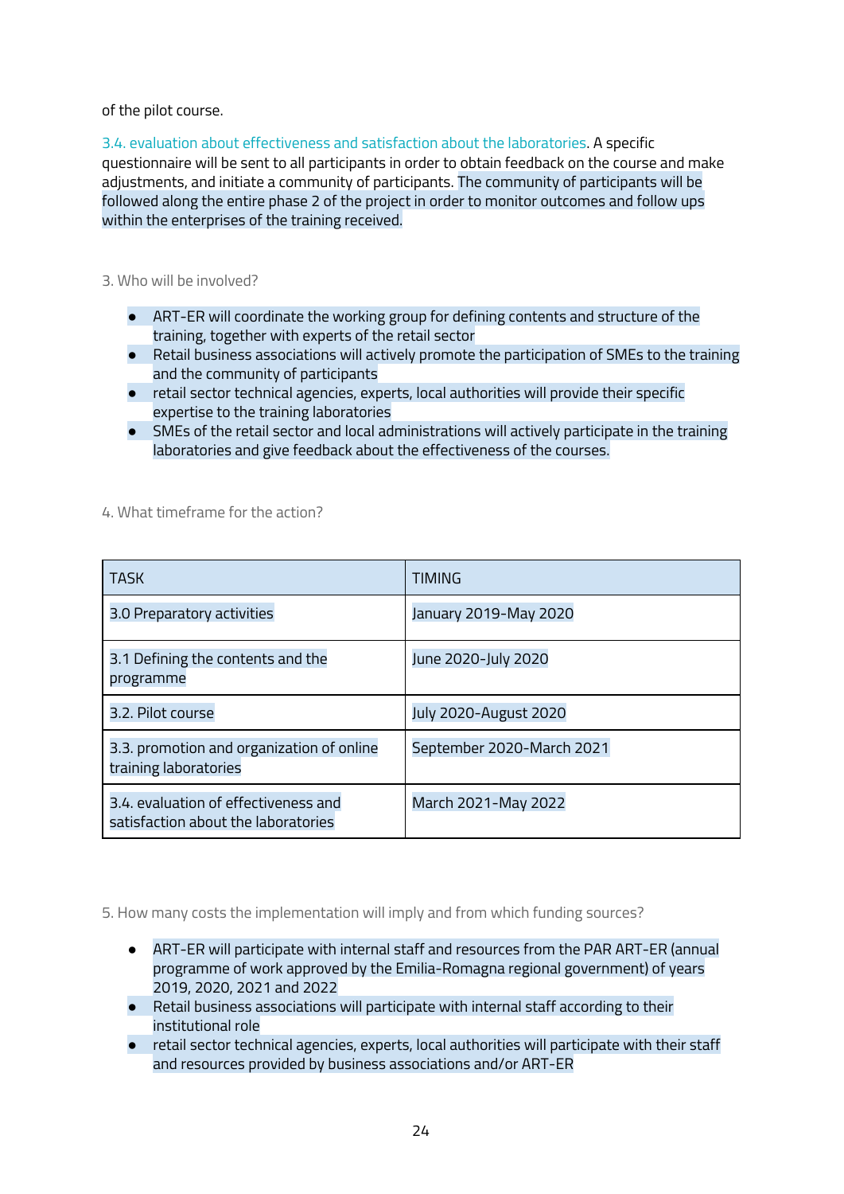of the pilot course.

3.4. evaluation about effectiveness and satisfaction about the laboratories. A specific questionnaire will be sent to all participants in order to obtain feedback on the course and make adjustments, and initiate a community of participants. The community of participants will be followed along the entire phase 2 of the project in order to monitor outcomes and follow ups within the enterprises of the training received.

3. Who will be involved?

- ART-ER will coordinate the working group for defining contents and structure of the training, together with experts of the retail sector
- Retail business associations will actively promote the participation of SMEs to the training and the community of participants
- retail sector technical agencies, experts, local authorities will provide their specific expertise to the training laboratories
- SMEs of the retail sector and local administrations will actively participate in the training laboratories and give feedback about the effectiveness of the courses.

4. What timeframe for the action?

| TASK | TIMING |
|---|---|
| 3.0 Preparatory activities | January 2019-May 2020 |
| 3.1 Defining the contents and the programme | June 2020-July 2020 |
| 3.2. Pilot course | July 2020-August 2020 |
| 3.3. promotion and organization of online training laboratories | September 2020-March 2021 |
| 3.4. evaluation of effectiveness and satisfaction about the laboratories | March 2021-May 2022 |

5. How many costs the implementation will imply and from which funding sources?

- ART-ER will participate with internal staff and resources from the PAR ART-ER (annual programme of work approved by the Emilia-Romagna regional government) of years 2019, 2020, 2021 and 2022
- Retail business associations will participate with internal staff according to their institutional role
- retail sector technical agencies, experts, local authorities will participate with their staff and resources provided by business associations and/or ART-ER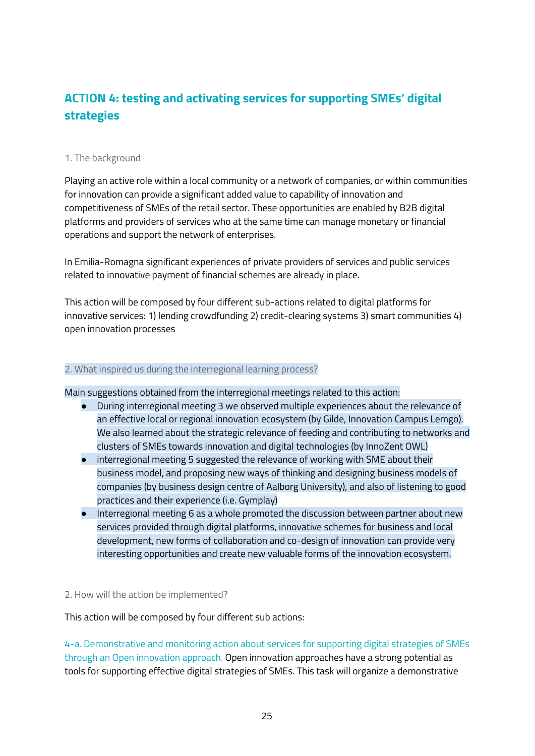## ACTION 4: testing and activating services for supporting SMEs' digital strategies

### 1. The background

Playing an active role within a local community or a network of companies, or within communities for innovation can provide a significant added value to capability of innovation and competitiveness of SMEs of the retail sector. These opportunities are enabled by B2B digital platforms and providers of services who at the same time can manage monetary or financial operations and support the network of enterprises.

In Emilia-Romagna significant experiences of private providers of services and public services related to innovative payment of financial schemes are already in place.

This action will be composed by four different sub-actions related to digital platforms for innovative services: 1) lending crowdfunding 2) credit-clearing systems 3) smart communities 4) open innovation processes

### 2. What inspired us during the interregional learning process?

Main suggestions obtained from the interregional meetings related to this action:

- During interregional meeting 3 we observed multiple experiences about the relevance of an effective local or regional innovation ecosystem (by Gilde, Innovation Campus Lemgo). We also learned about the strategic relevance of feeding and contributing to networks and clusters of SMEs towards innovation and digital technologies (by InnoZent OWL)
- interregional meeting 5 suggested the relevance of working with SME about their business model, and proposing new ways of thinking and designing business models of companies (by business design centre of Aalborg University), and also of listening to good practices and their experience (i.e. Gymplay)
- Interregional meeting 6 as a whole promoted the discussion between partner about new services provided through digital platforms, innovative schemes for business and local development, new forms of collaboration and co-design of innovation can provide very interesting opportunities and create new valuable forms of the innovation ecosystem.

### 2. How will the action be implemented?

This action will be composed by four different sub actions:

4-a. Demonstrative and monitoring action about services for supporting digital strategies of SMEs through an Open innovation approach. Open innovation approaches have a strong potential as tools for supporting effective digital strategies of SMEs. This task will organize a demonstrative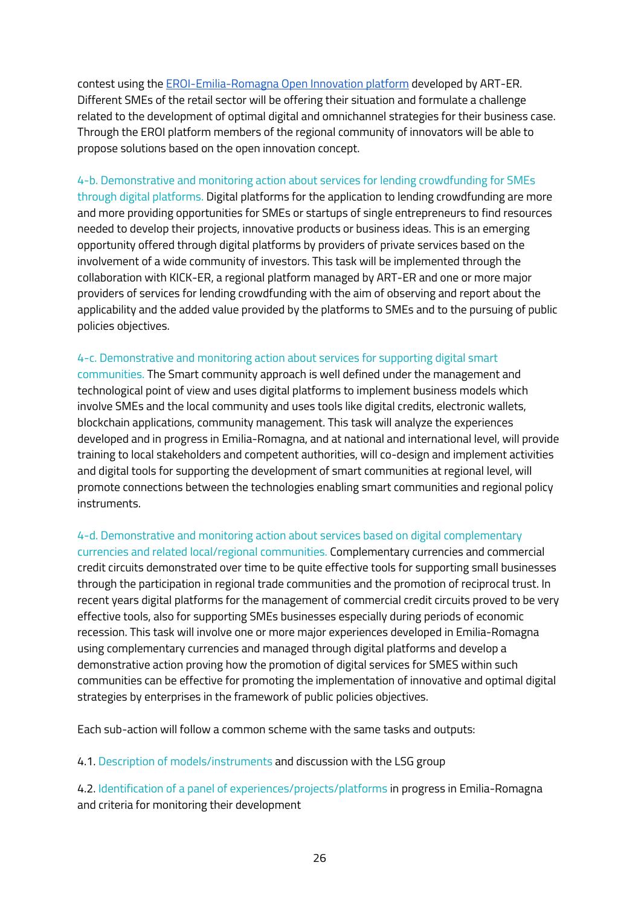contest using the [EROI-Emilia-Romagna Open Innovation platform]() developed by ART-ER. Different SMEs of the retail sector will be offering their situation and formulate a challenge related to the development of optimal digital and omnichannel strategies for their business case. Through the EROI platform members of the regional community of innovators will be able to propose solutions based on the open innovation concept.

4-b. Demonstrative and monitoring action about services for lending crowdfunding for SMEs through digital platforms. Digital platforms for the application to lending crowdfunding are more and more providing opportunities for SMEs or startups of single entrepreneurs to find resources needed to develop their projects, innovative products or business ideas. This is an emerging opportunity offered through digital platforms by providers of private services based on the involvement of a wide community of investors. This task will be implemented through the collaboration with KICK-ER, a regional platform managed by ART-ER and one or more major providers of services for lending crowdfunding with the aim of observing and report about the applicability and the added value provided by the platforms to SMEs and to the pursuing of public policies objectives.

4-c. Demonstrative and monitoring action about services for supporting digital smart communities. The Smart community approach is well defined under the management and technological point of view and uses digital platforms to implement business models which involve SMEs and the local community and uses tools like digital credits, electronic wallets, blockchain applications, community management. This task will analyze the experiences developed and in progress in Emilia-Romagna, and at national and international level, will provide training to local stakeholders and competent authorities, will co-design and implement activities and digital tools for supporting the development of smart communities at regional level, will promote connections between the technologies enabling smart communities and regional policy instruments.

4-d. Demonstrative and monitoring action about services based on digital complementary currencies and related local/regional communities. Complementary currencies and commercial credit circuits demonstrated over time to be quite effective tools for supporting small businesses through the participation in regional trade communities and the promotion of reciprocal trust. In recent years digital platforms for the management of commercial credit circuits proved to be very effective tools, also for supporting SMEs businesses especially during periods of economic recession. This task will involve one or more major experiences developed in Emilia-Romagna using complementary currencies and managed through digital platforms and develop a demonstrative action proving how the promotion of digital services for SMES within such communities can be effective for promoting the implementation of innovative and optimal digital strategies by enterprises in the framework of public policies objectives.

Each sub-action will follow a common scheme with the same tasks and outputs:

4.1. Description of models/instruments and discussion with the LSG group

4.2. Identification of a panel of experiences/projects/platforms in progress in Emilia-Romagna and criteria for monitoring their development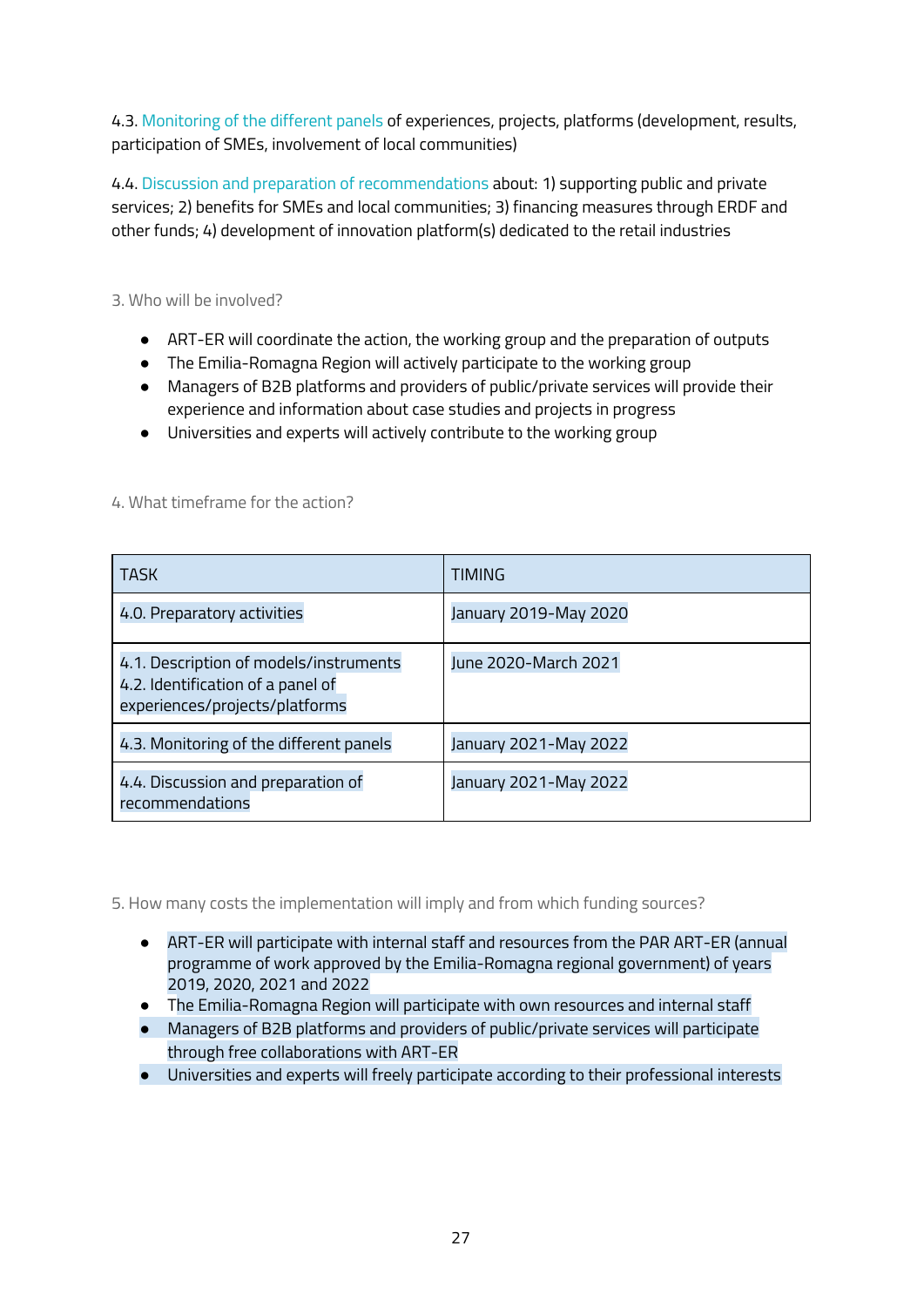4.3. Monitoring of the different panels of experiences, projects, platforms (development, results, participation of SMEs, involvement of local communities)

4.4. Discussion and preparation of recommendations about: 1) supporting public and private services; 2) benefits for SMEs and local communities; 3) financing measures through ERDF and other funds; 4) development of innovation platform(s) dedicated to the retail industries

3. Who will be involved?

- ART-ER will coordinate the action, the working group and the preparation of outputs
- The Emilia-Romagna Region will actively participate to the working group
- Managers of B2B platforms and providers of public/private services will provide their experience and information about case studies and projects in progress
- Universities and experts will actively contribute to the working group

4. What timeframe for the action?

| TASK | TIMING |
| --- | --- |
| 4.0. Preparatory activities | January 2019-May 2020 |
| 4.1. Description of models/instruments<br>4.2. Identification of a panel of experiences/projects/platforms | June 2020-March 2021 |
| 4.3. Monitoring of the different panels | January 2021-May 2022 |
| 4.4. Discussion and preparation of recommendations | January 2021-May 2022 |

5. How many costs the implementation will imply and from which funding sources?

- ART-ER will participate with internal staff and resources from the PAR ART-ER (annual programme of work approved by the Emilia-Romagna regional government) of years 2019, 2020, 2021 and 2022
- The Emilia-Romagna Region will participate with own resources and internal staff
- Managers of B2B platforms and providers of public/private services will participate through free collaborations with ART-ER
- Universities and experts will freely participate according to their professional interests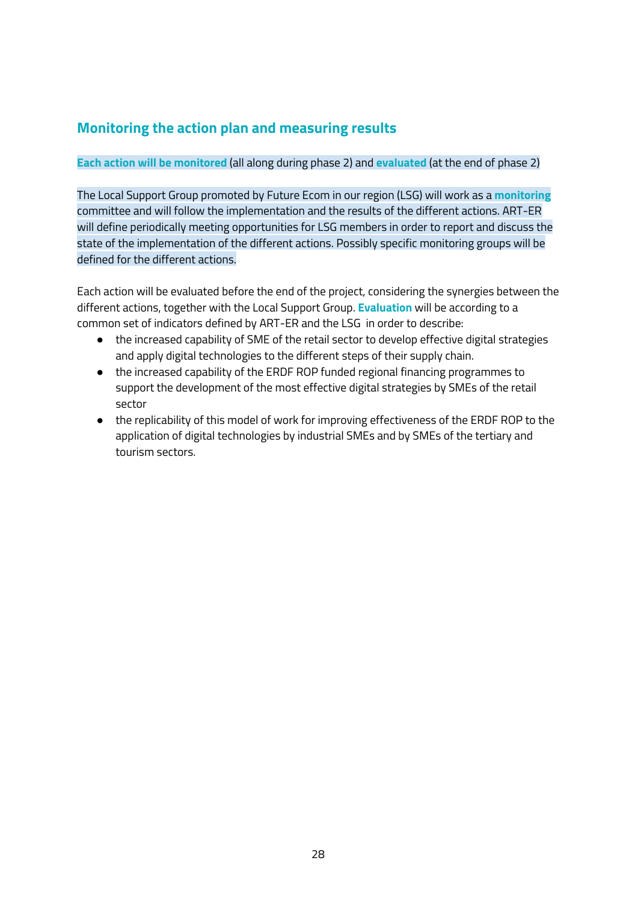## Monitoring the action plan and measuring results

**Each action will be monitored** (all along during phase 2) and **evaluated** (at the end of phase 2)

The Local Support Group promoted by Future Ecom in our region (LSG) will work as a **monitoring** committee and will follow the implementation and the results of the different actions. ART-ER will define periodically meeting opportunities for LSG members in order to report and discuss the state of the implementation of the different actions. Possibly specific monitoring groups will be defined for the different actions.

Each action will be evaluated before the end of the project, considering the synergies between the different actions, together with the Local Support Group. **Evaluation** will be according to a common set of indicators defined by ART-ER and the LSG in order to describe:

- the increased capability of SME of the retail sector to develop effective digital strategies and apply digital technologies to the different steps of their supply chain.
- the increased capability of the ERDF ROP funded regional financing programmes to support the development of the most effective digital strategies by SMEs of the retail sector
- the replicability of this model of work for improving effectiveness of the ERDF ROP to the application of digital technologies by industrial SMEs and by SMEs of the tertiary and tourism sectors.